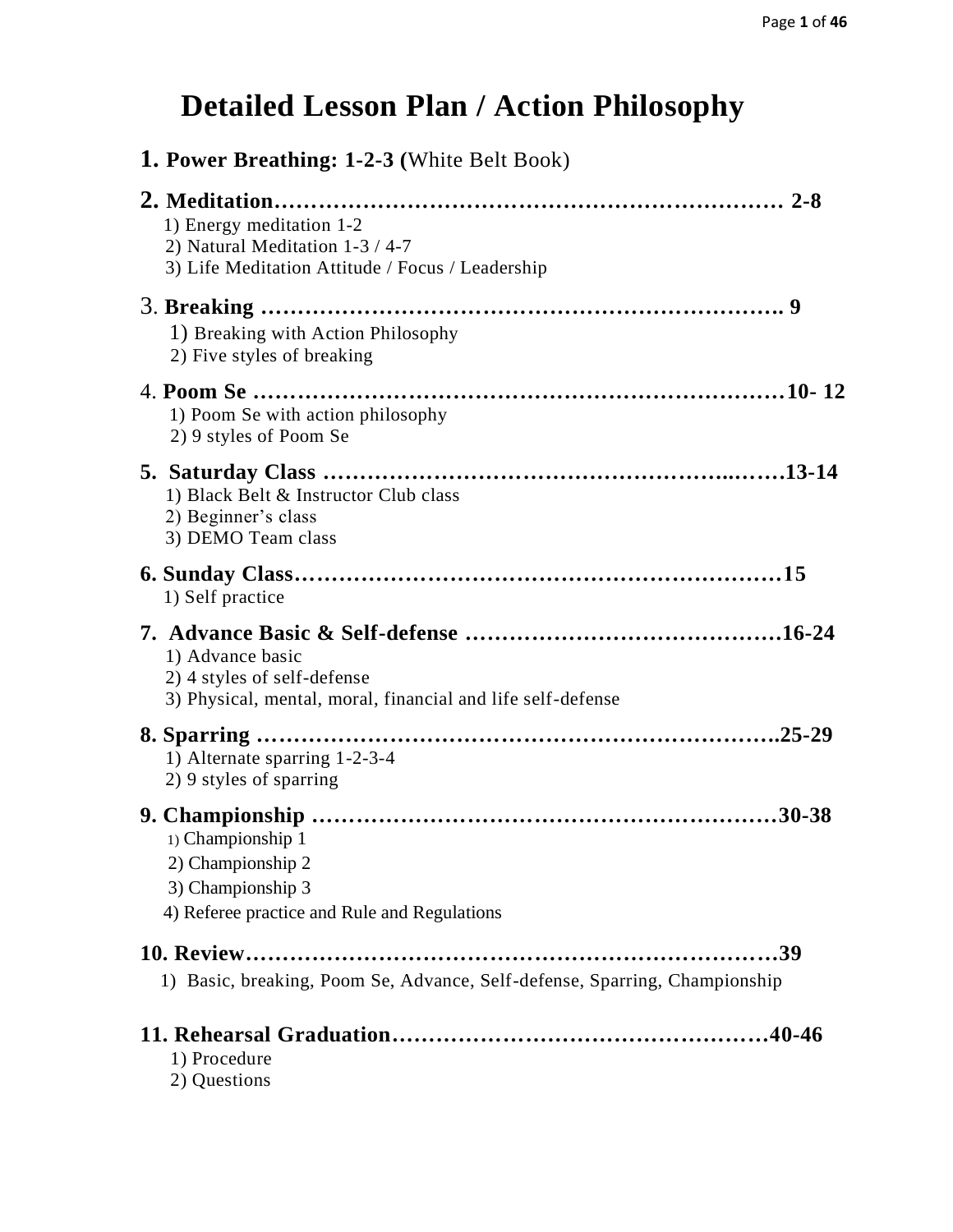# Detailed Lesson Plan / Action Philosophy

**1. Power Breathing: 1-2-3 (**White Belt Book)

**2. Meditation…………………………………………………………… 2-8**

1) Energy meditation 1-2
2) Natural Meditation 1-3 / 4-7
3) Life Meditation Attitude / Focus / Leadership

3. **Breaking ………………………………………………………………. 9**

1) Breaking with Action Philosophy
2) Five styles of breaking

4. **Poom Se ……………………………………………………………10- 12**

1) Poom Se with action philosophy
2) 9 styles of Poom Se

**5. Saturday Class …………………………………………...……13-14**

1) Black Belt & Instructor Club class
2) Beginner's class
3) DEMO Team class

**6. Sunday Class…………………………………………………………15**

1) Self practice

**7. Advance Basic & Self-defense ……………………………………16-24**

1) Advance basic
2) 4 styles of self-defense
3) Physical, mental, moral, financial and life self-defense

**8. Sparring ………………………………………………………………..25-29**

1) Alternate sparring 1-2-3-4
2) 9 styles of sparring

**9. Championship ……………………………………………………30-38**

1) Championship 1
2) Championship 2
3) Championship 3
4) Referee practice and Rule and Regulations

**10. Review…………………………………………………………………39**

1) Basic, breaking, Poom Se, Advance, Self-defense, Sparring, Championship

**11. Rehearsal Graduation……………………………………………40-46**

1) Procedure
2) Questions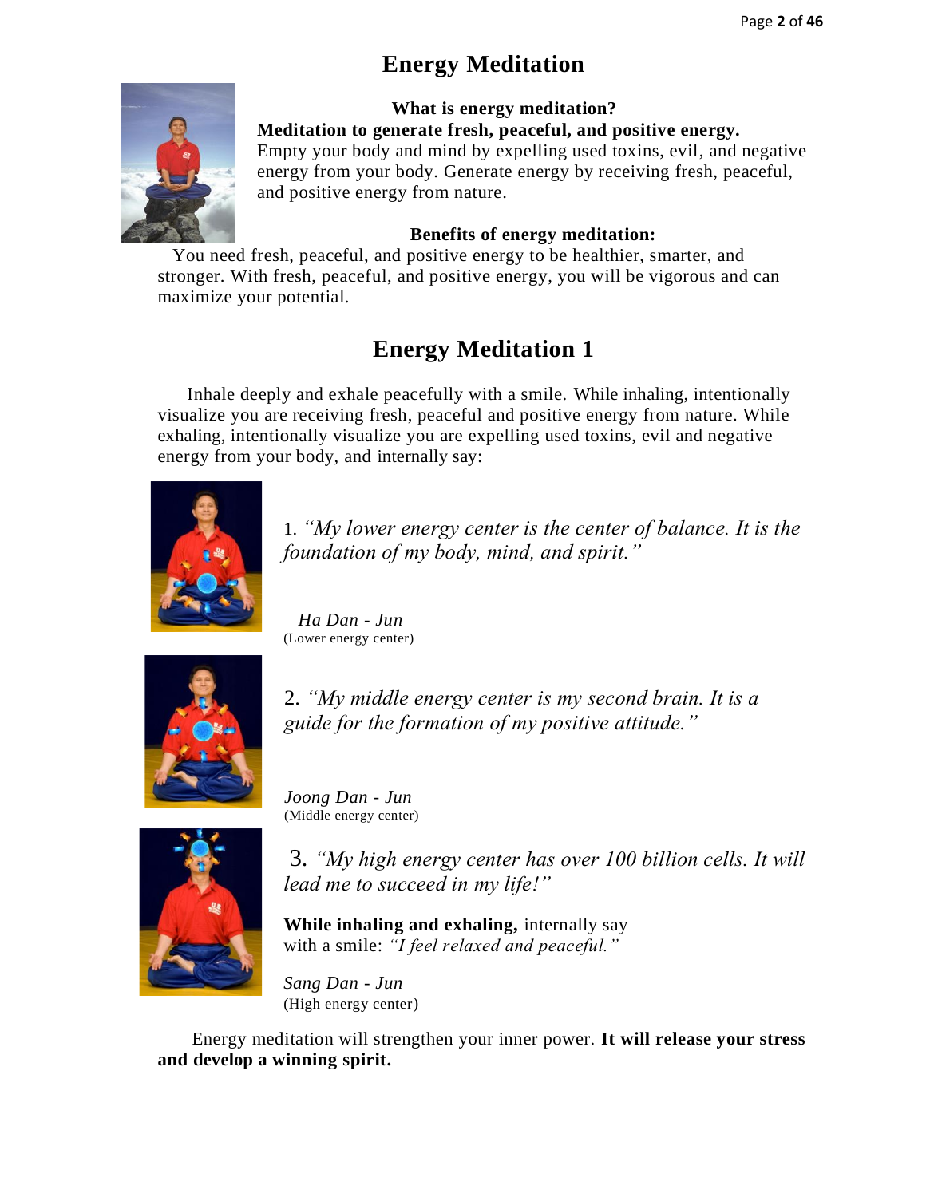# Energy Meditation

**What is energy meditation?**

**Meditation to generate fresh, peaceful, and positive energy.**
Empty your body and mind by expelling used toxins, evil, and negative energy from your body. Generate energy by receiving fresh, peaceful, and positive energy from nature.

**Benefits of energy meditation:**

You need fresh, peaceful, and positive energy to be healthier, smarter, and stronger. With fresh, peaceful, and positive energy, you will be vigorous and can maximize your potential.

## Energy Meditation 1

Inhale deeply and exhale peacefully with a smile. While inhaling, intentionally visualize you are receiving fresh, peaceful and positive energy from nature. While exhaling, intentionally visualize you are expelling used toxins, evil and negative energy from your body, and internally say:

1. *"My lower energy center is the center of balance. It is the foundation of my body, mind, and spirit."*

*Ha Dan - Jun*
(Lower energy center)

2. *"My middle energy center is my second brain. It is a guide for the formation of my positive attitude."*

*Joong Dan - Jun*
(Middle energy center)

3. *"My high energy center has over 100 billion cells. It will lead me to succeed in my life!"*

**While inhaling and exhaling,** internally say with a smile: *"I feel relaxed and peaceful."*

*Sang Dan - Jun*
(High energy center)

Energy meditation will strengthen your inner power. **It will release your stress and develop a winning spirit.**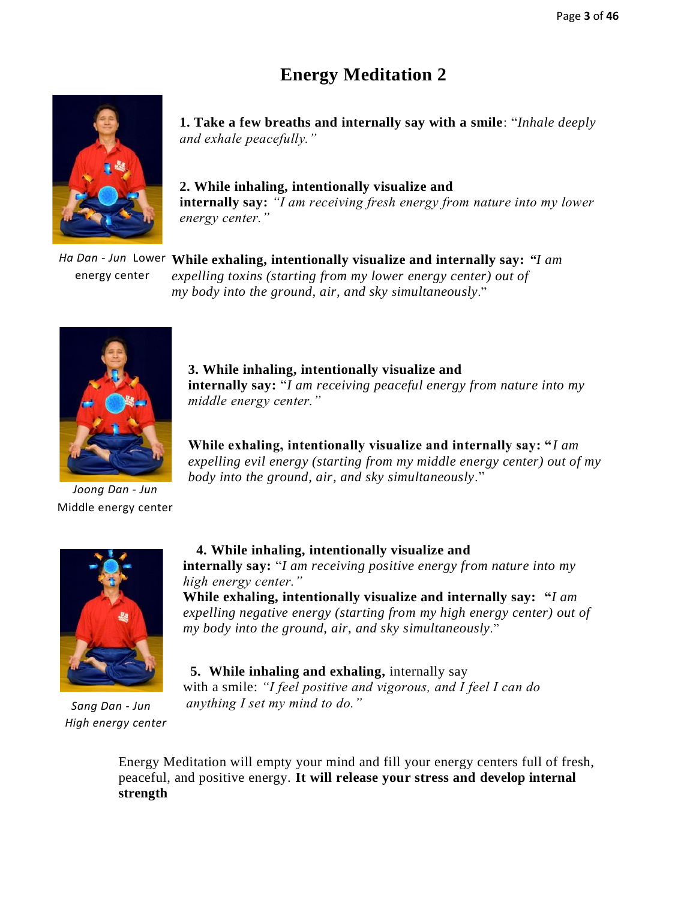# Energy Meditation 2

**1. Take a few breaths and internally say with a smile**: "*Inhale deeply and exhale peacefully.*"

**2. While inhaling, intentionally visualize and internally say:** *"I am receiving fresh energy from nature into my lower energy center."*

*Ha Dan - Jun* Lower energy center

**While exhaling, intentionally visualize and internally say:** *"I am expelling toxins (starting from my lower energy center) out of my body into the ground, air, and sky simultaneously.*"

**3. While inhaling, intentionally visualize and internally say:** "*I am receiving peaceful energy from nature into my middle energy center."*

**While exhaling, intentionally visualize and internally say:** "*I am expelling evil energy (starting from my middle energy center) out of my body into the ground, air, and sky simultaneously.*"

*Joong Dan - Jun*
Middle energy center

**4. While inhaling, intentionally visualize and internally say:** "*I am receiving positive energy from nature into my high energy center."*

**While exhaling, intentionally visualize and internally say:** "*I am expelling negative energy (starting from my high energy center) out of my body into the ground, air, and sky simultaneously.*"

**5. While inhaling and exhaling,** internally say with a smile: *"I feel positive and vigorous, and I feel I can do anything I set my mind to do."*

*Sang Dan - Jun*
*High energy center*

Energy Meditation will empty your mind and fill your energy centers full of fresh, peaceful, and positive energy. **It will release your stress and develop internal strength**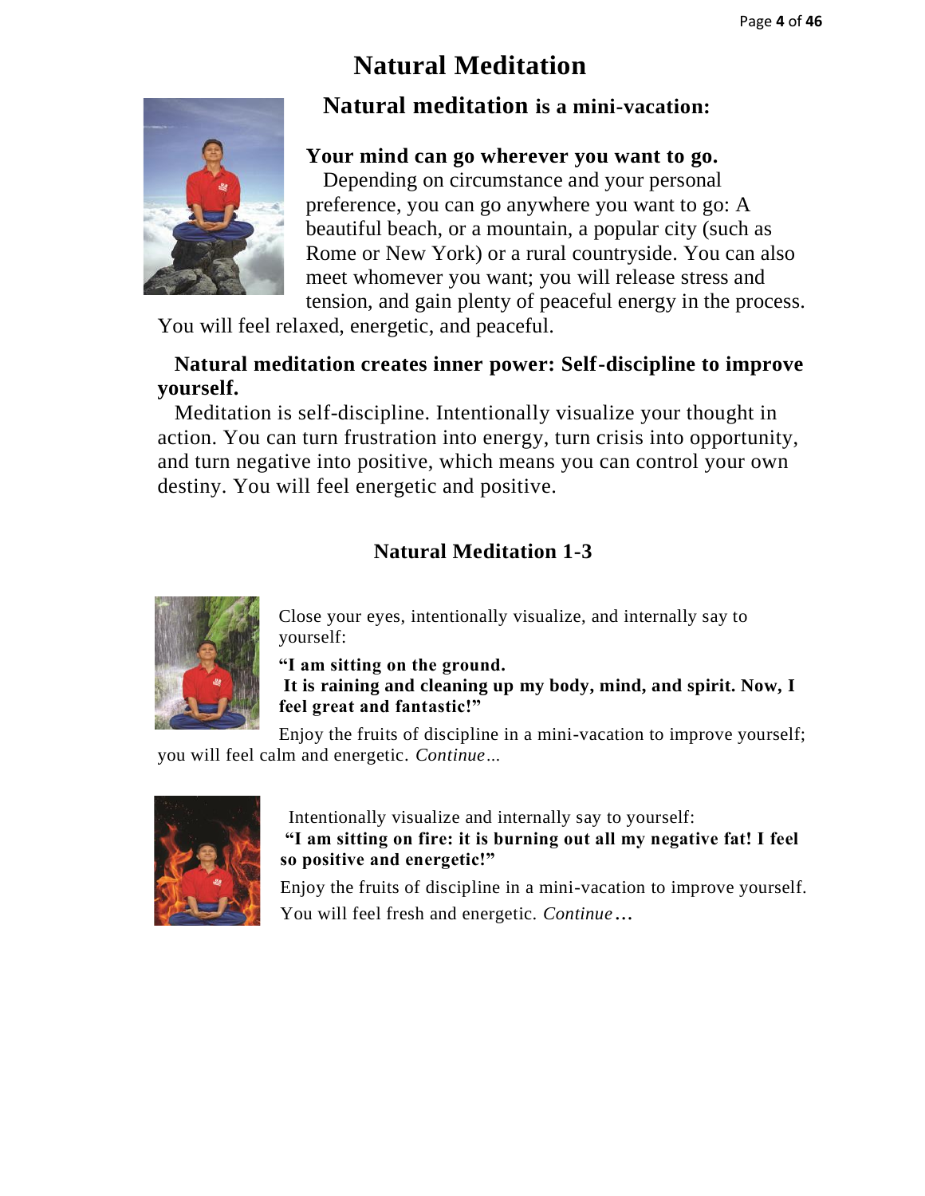# Natural Meditation

## Natural meditation is a mini-vacation:

**Your mind can go wherever you want to go.**

Depending on circumstance and your personal preference, you can go anywhere you want to go: A beautiful beach, or a mountain, a popular city (such as Rome or New York) or a rural countryside. You can also meet whomever you want; you will release stress and tension, and gain plenty of peaceful energy in the process. You will feel relaxed, energetic, and peaceful.

**Natural meditation creates inner power: Self-discipline to improve yourself.**

Meditation is self-discipline. Intentionally visualize your thought in action. You can turn frustration into energy, turn crisis into opportunity, and turn negative into positive, which means you can control your own destiny. You will feel energetic and positive.

## Natural Meditation 1-3

Close your eyes, intentionally visualize, and internally say to yourself:

**"I am sitting on the ground.**
**It is raining and cleaning up my body, mind, and spirit. Now, I feel great and fantastic!"**

Enjoy the fruits of discipline in a mini-vacation to improve yourself; you will feel calm and energetic. *Continue…*

Intentionally visualize and internally say to yourself:
**"I am sitting on fire: it is burning out all my negative fat! I feel so positive and energetic!"**

Enjoy the fruits of discipline in a mini-vacation to improve yourself. You will feel fresh and energetic. *Continue…*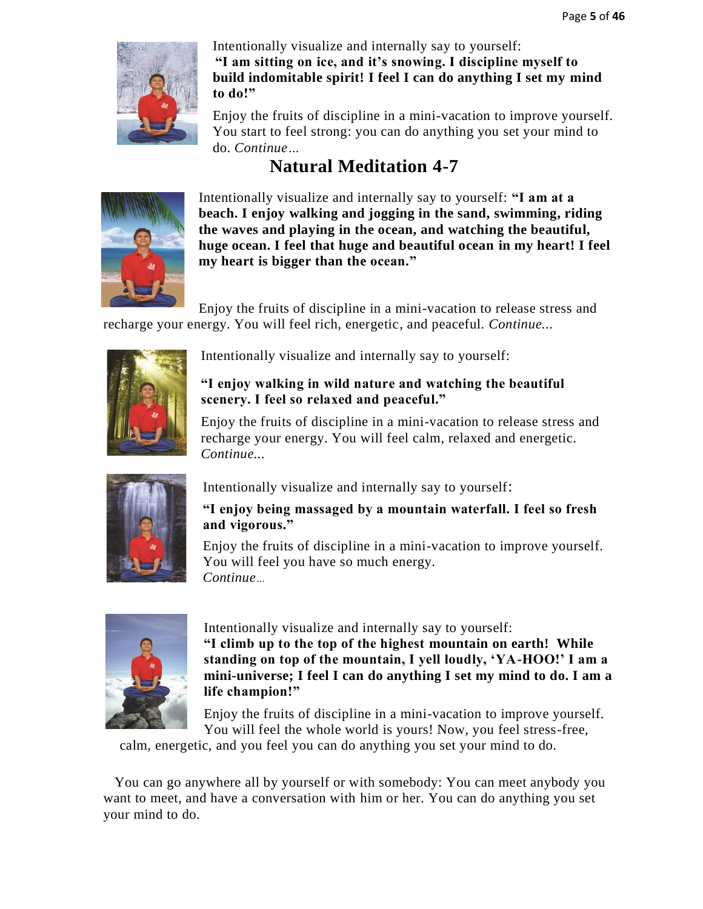Intentionally visualize and internally say to yourself:
**"I am sitting on ice, and it's snowing. I discipline myself to build indomitable spirit! I feel I can do anything I set my mind to do!"**

Enjoy the fruits of discipline in a mini-vacation to improve yourself. You start to feel strong: you can do anything you set your mind to do. *Continue…*

## Natural Meditation 4-7

Intentionally visualize and internally say to yourself: **"I am at a beach. I enjoy walking and jogging in the sand, swimming, riding the waves and playing in the ocean, and watching the beautiful, huge ocean. I feel that huge and beautiful ocean in my heart! I feel my heart is bigger than the ocean."**

Enjoy the fruits of discipline in a mini-vacation to release stress and recharge your energy. You will feel rich, energetic, and peaceful. *Continue...*

Intentionally visualize and internally say to yourself:

**"I enjoy walking in wild nature and watching the beautiful scenery. I feel so relaxed and peaceful."**

Enjoy the fruits of discipline in a mini-vacation to release stress and recharge your energy. You will feel calm, relaxed and energetic. *Continue...*

Intentionally visualize and internally say to yourself:

**"I enjoy being massaged by a mountain waterfall. I feel so fresh and vigorous."**

Enjoy the fruits of discipline in a mini-vacation to improve yourself. You will feel you have so much energy. *Continue...*

Intentionally visualize and internally say to yourself:
**"I climb up to the top of the highest mountain on earth! While standing on top of the mountain, I yell loudly, 'YA-HOO!' I am a mini-universe; I feel I can do anything I set my mind to do. I am a life champion!"**

Enjoy the fruits of discipline in a mini-vacation to improve yourself. You will feel the whole world is yours! Now, you feel stress-free, calm, energetic, and you feel you can do anything you set your mind to do.

You can go anywhere all by yourself or with somebody: You can meet anybody you want to meet, and have a conversation with him or her. You can do anything you set your mind to do.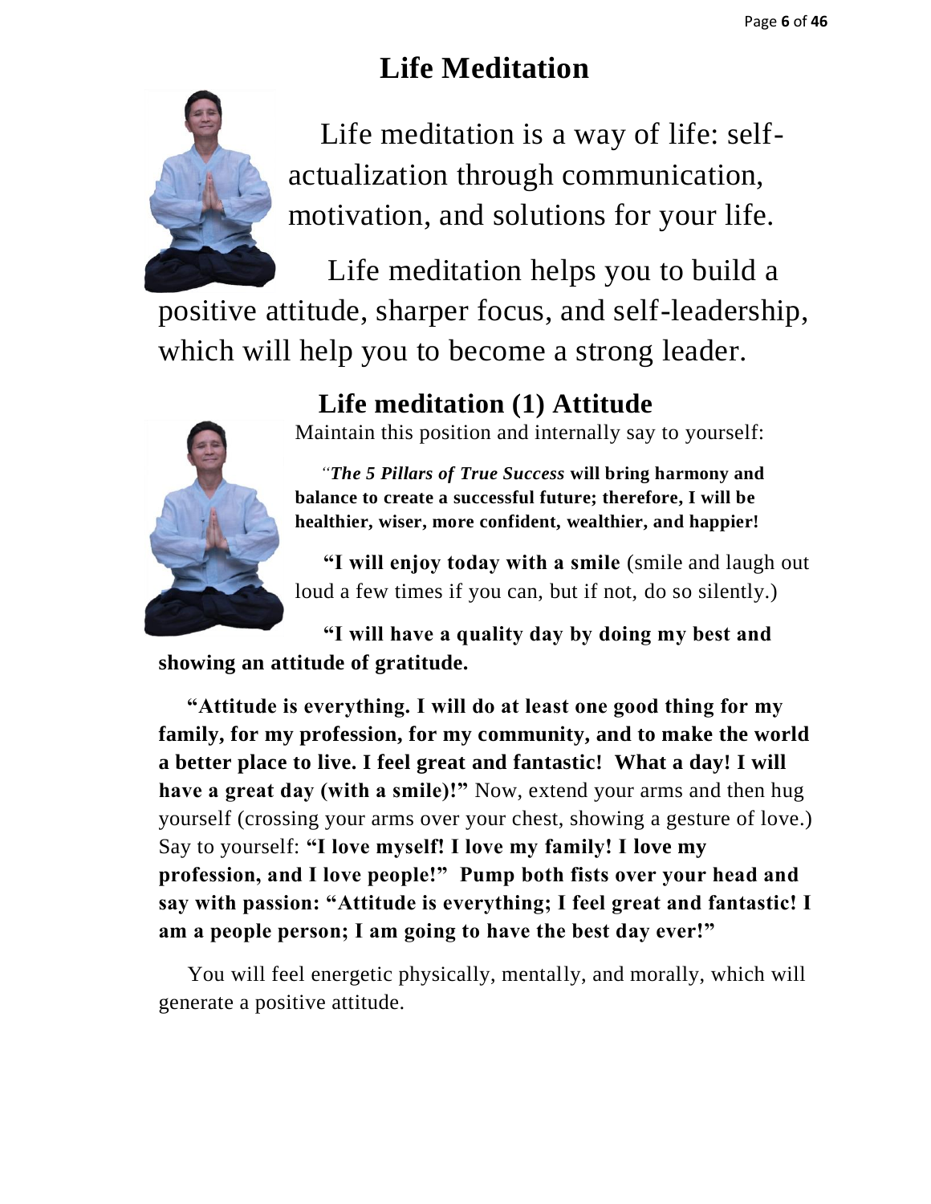# Life Meditation

Life meditation is a way of life: self-actualization through communication, motivation, and solutions for your life.

Life meditation helps you to build a positive attitude, sharper focus, and self-leadership, which will help you to become a strong leader.

## Life meditation (1) Attitude

Maintain this position and internally say to yourself:

*"**The 5 Pillars of True Success*** **will bring harmony and balance to create a successful future; therefore, I will be healthier, wiser, more confident, wealthier, and happier!**

**"I will enjoy today with a smile** (smile and laugh out loud a few times if you can, but if not, do so silently.)

**"I will have a quality day by doing my best and showing an attitude of gratitude.**

**"Attitude is everything. I will do at least one good thing for my family, for my profession, for my community, and to make the world a better place to live. I feel great and fantastic! What a day! I will have a great day (with a smile)!"** Now, extend your arms and then hug yourself (crossing your arms over your chest, showing a gesture of love.) Say to yourself: **"I love myself! I love my family! I love my profession, and I love people!" Pump both fists over your head and say with passion: "Attitude is everything; I feel great and fantastic! I am a people person; I am going to have the best day ever!"**

You will feel energetic physically, mentally, and morally, which will generate a positive attitude.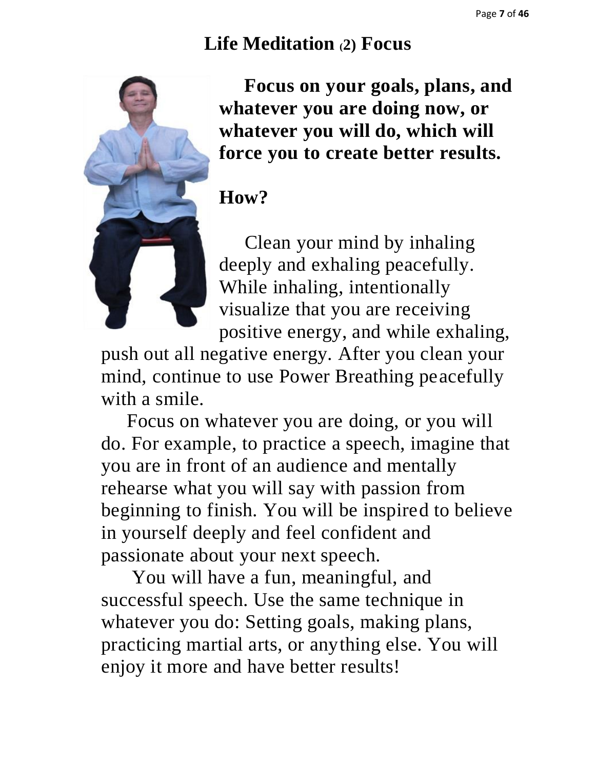# Life Meditation (2) Focus

**Focus on your goals, plans, and whatever you are doing now, or whatever you will do, which will force you to create better results.**

**How?**

Clean your mind by inhaling deeply and exhaling peacefully. While inhaling, intentionally visualize that you are receiving positive energy, and while exhaling, push out all negative energy. After you clean your mind, continue to use Power Breathing peacefully with a smile.

Focus on whatever you are doing, or you will do. For example, to practice a speech, imagine that you are in front of an audience and mentally rehearse what you will say with passion from beginning to finish. You will be inspired to believe in yourself deeply and feel confident and passionate about your next speech.

You will have a fun, meaningful, and successful speech. Use the same technique in whatever you do: Setting goals, making plans, practicing martial arts, or anything else. You will enjoy it more and have better results!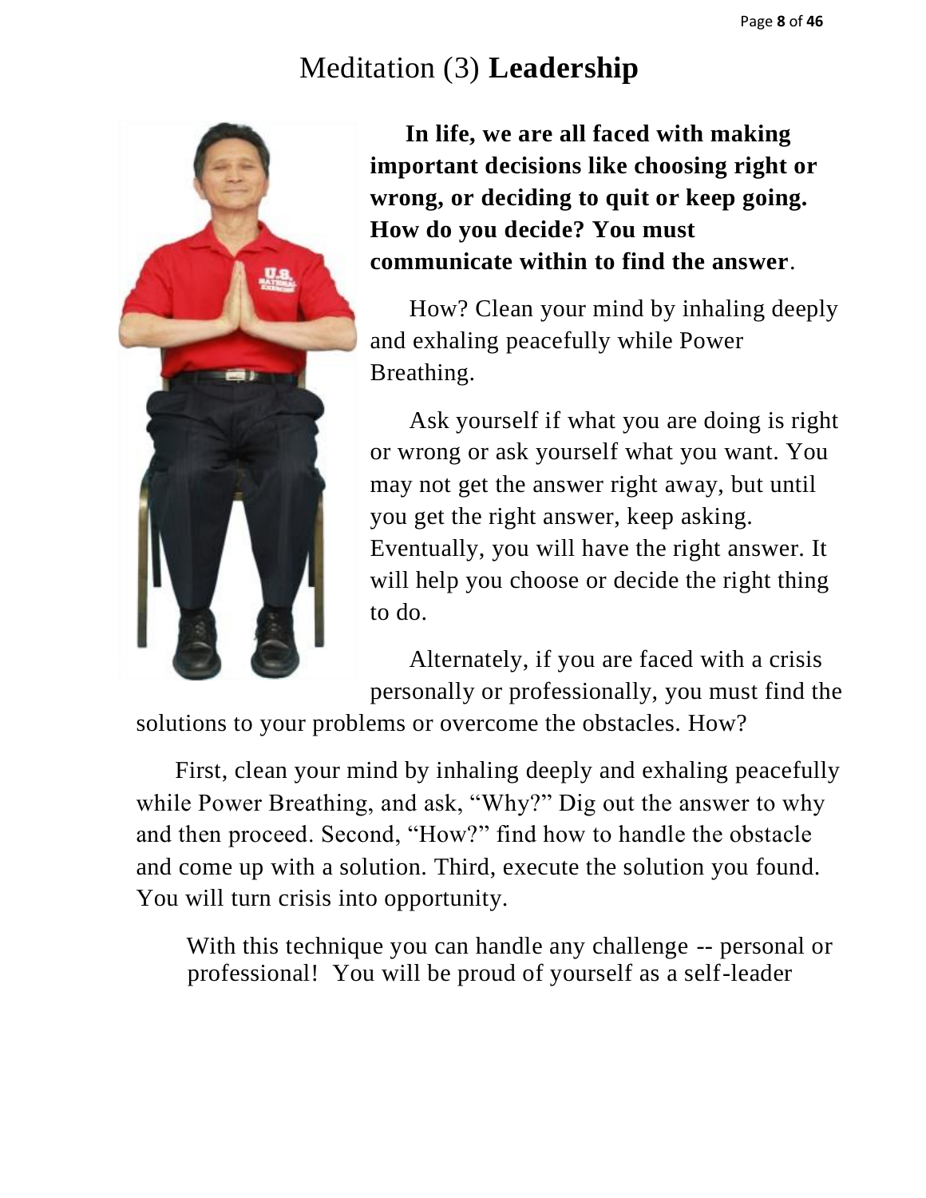# Meditation (3) **Leadership**

**In life, we are all faced with making important decisions like choosing right or wrong, or deciding to quit or keep going. How do you decide? You must communicate within to find the answer**.

How? Clean your mind by inhaling deeply and exhaling peacefully while Power Breathing.

Ask yourself if what you are doing is right or wrong or ask yourself what you want. You may not get the answer right away, but until you get the right answer, keep asking. Eventually, you will have the right answer. It will help you choose or decide the right thing to do.

Alternately, if you are faced with a crisis personally or professionally, you must find the solutions to your problems or overcome the obstacles. How?

First, clean your mind by inhaling deeply and exhaling peacefully while Power Breathing, and ask, "Why?" Dig out the answer to why and then proceed. Second, "How?" find how to handle the obstacle and come up with a solution. Third, execute the solution you found. You will turn crisis into opportunity.

With this technique you can handle any challenge -- personal or professional! You will be proud of yourself as a self-leader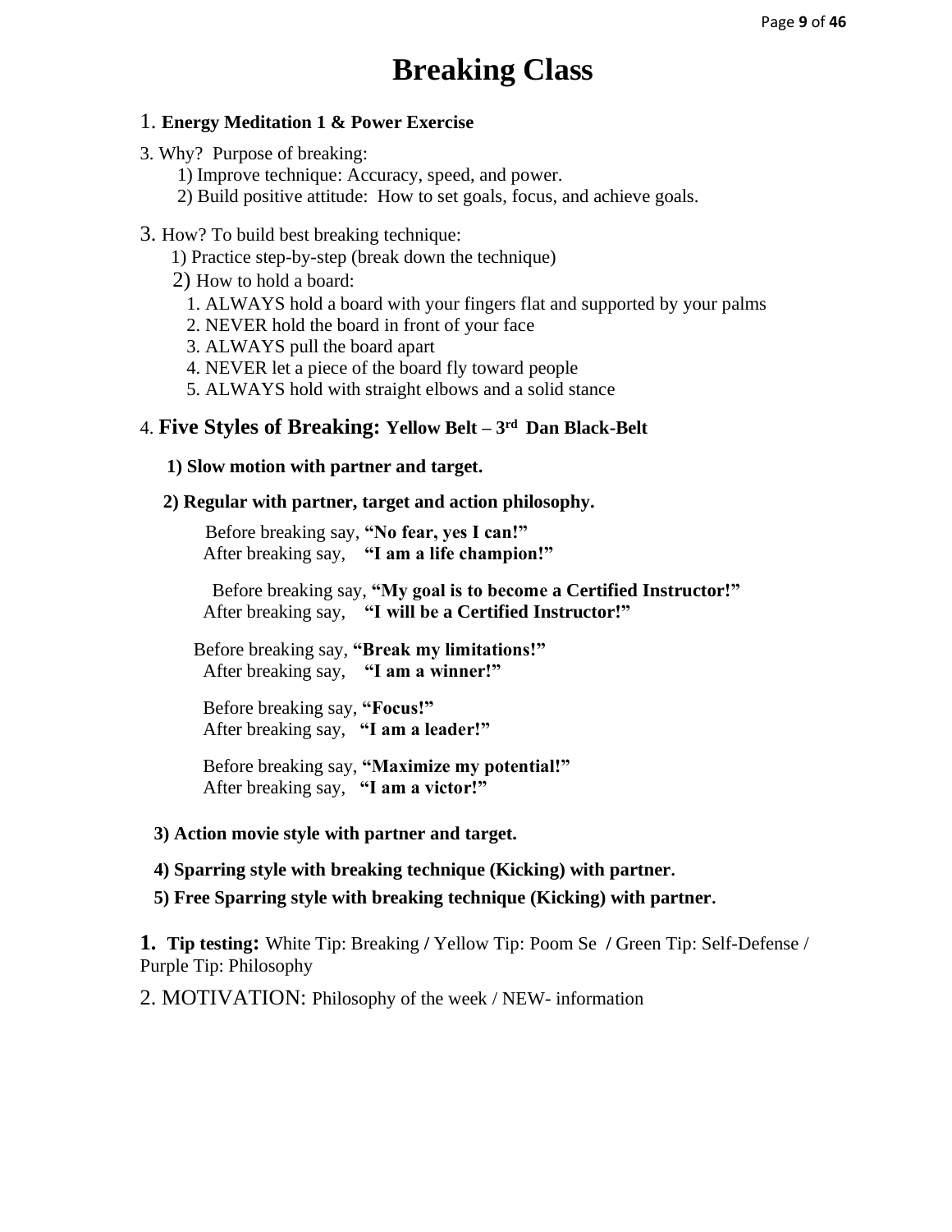# Breaking Class

1. **Energy Meditation 1 & Power Exercise**

3. Why? Purpose of breaking:
   1) Improve technique: Accuracy, speed, and power.
   2) Build positive attitude: How to set goals, focus, and achieve goals.

3. How? To build best breaking technique:
   1) Practice step-by-step (break down the technique)
   2) How to hold a board:
      1. ALWAYS hold a board with your fingers flat and supported by your palms
      2. NEVER hold the board in front of your face
      3. ALWAYS pull the board apart
      4. NEVER let a piece of the board fly toward people
      5. ALWAYS hold with straight elbows and a solid stance

4. **Five Styles of Breaking: Yellow Belt – 3rd Dan Black-Belt**

   **1) Slow motion with partner and target.**

   **2) Regular with partner, target and action philosophy.**

   Before breaking say, **"No fear, yes I can!"**
   After breaking say, **"I am a life champion!"**

   Before breaking say, **"My goal is to become a Certified Instructor!"**
   After breaking say, **"I will be a Certified Instructor!"**

   Before breaking say, **"Break my limitations!"**
   After breaking say, **"I am a winner!"**

   Before breaking say, **"Focus!"**
   After breaking say, **"I am a leader!"**

   Before breaking say, **"Maximize my potential!"**
   After breaking say, **"I am a victor!"**

   **3) Action movie style with partner and target.**

   **4) Sparring style with breaking technique (Kicking) with partner.**

   **5) Free Sparring style with breaking technique (Kicking) with partner.**

**1. Tip testing:** White Tip: Breaking / Yellow Tip: Poom Se / Green Tip: Self-Defense / Purple Tip: Philosophy

2. MOTIVATION: Philosophy of the week / NEW- information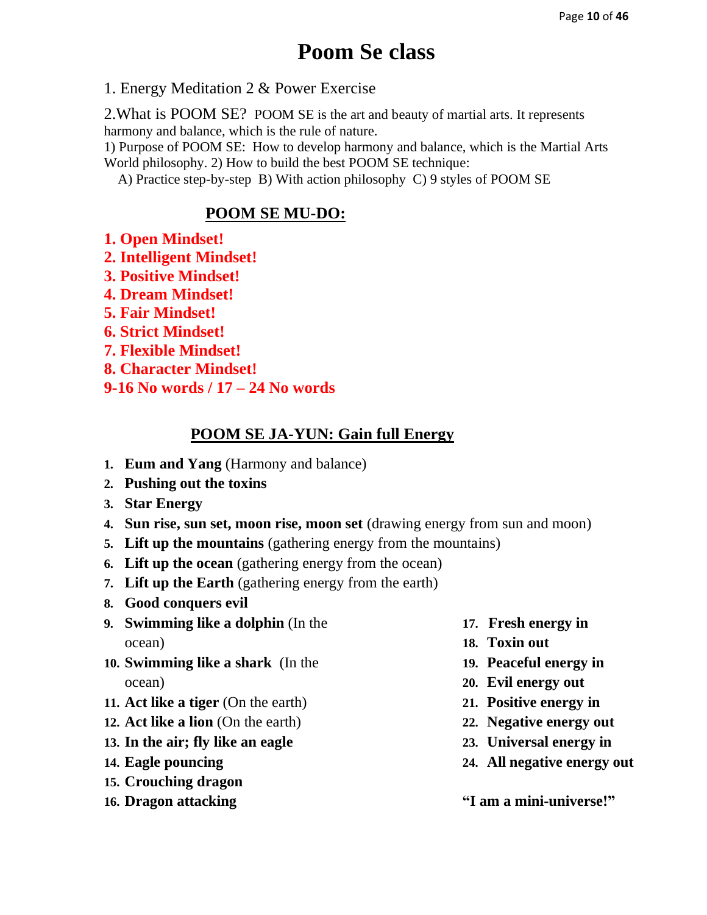# Poom Se class

1. Energy Meditation 2 & Power Exercise

2.What is POOM SE? POOM SE is the art and beauty of martial arts. It represents harmony and balance, which is the rule of nature.

1) Purpose of POOM SE: How to develop harmony and balance, which is the Martial Arts World philosophy. 2) How to build the best POOM SE technique:

A) Practice step-by-step B) With action philosophy C) 9 styles of POOM SE

## POOM SE MU-DO:

**1. Open Mindset!**
**2. Intelligent Mindset!**
**3. Positive Mindset!**
**4. Dream Mindset!**
**5. Fair Mindset!**
**6. Strict Mindset!**
**7. Flexible Mindset!**
**8. Character Mindset!**
**9-16 No words / 17 – 24 No words**

## POOM SE JA-YUN: Gain full Energy

1. **Eum and Yang** (Harmony and balance)
2. **Pushing out the toxins**
3. **Star Energy**
4. **Sun rise, sun set, moon rise, moon set** (drawing energy from sun and moon)
5. **Lift up the mountains** (gathering energy from the mountains)
6. **Lift up the ocean** (gathering energy from the ocean)
7. **Lift up the Earth** (gathering energy from the earth)
8. **Good conquers evil**
9. **Swimming like a dolphin** (In the ocean)
10. **Swimming like a shark** (In the ocean)
11. **Act like a tiger** (On the earth)
12. **Act like a lion** (On the earth)
13. **In the air; fly like an eagle**
14. **Eagle pouncing**
15. **Crouching dragon**
16. **Dragon attacking**
17. **Fresh energy in**
18. **Toxin out**
19. **Peaceful energy in**
20. **Evil energy out**
21. **Positive energy in**
22. **Negative energy out**
23. **Universal energy in**
24. **All negative energy out**

**"I am a mini-universe!"**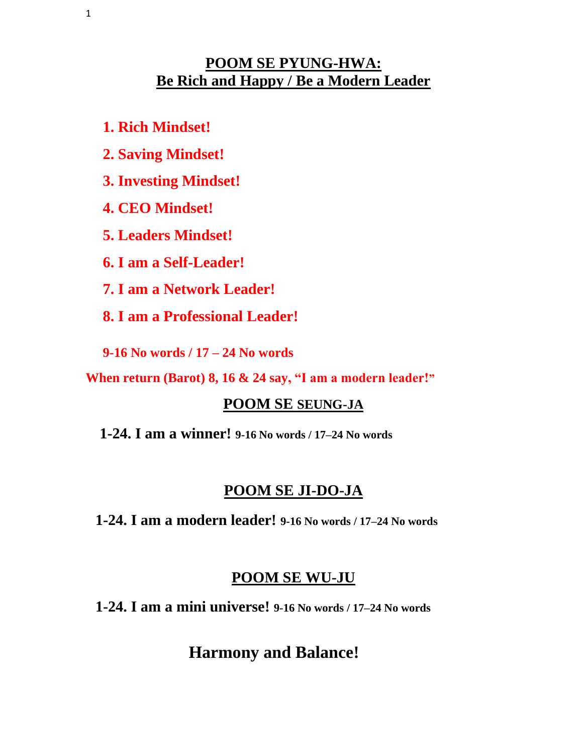## POOM SE PYUNG-HWA: Be Rich and Happy / Be a Modern Leader

1. **Rich Mindset!**
2. **Saving Mindset!**
3. **Investing Mindset!**
4. **CEO Mindset!**
5. **Leaders Mindset!**
6. **I am a Self-Leader!**
7. **I am a Network Leader!**
8. **I am a Professional Leader!**

**9-16 No words / 17 – 24 No words**

**When return (Barot) 8, 16 & 24 say, "I am a modern leader!"**

## POOM SE SEUNG-JA

**1-24. I am a winner!** **9-16 No words / 17–24 No words**

## POOM SE JI-DO-JA

**1-24. I am a modern leader!** **9-16 No words / 17–24 No words**

## POOM SE WU-JU

**1-24. I am a mini universe!** **9-16 No words / 17–24 No words**

## Harmony and Balance!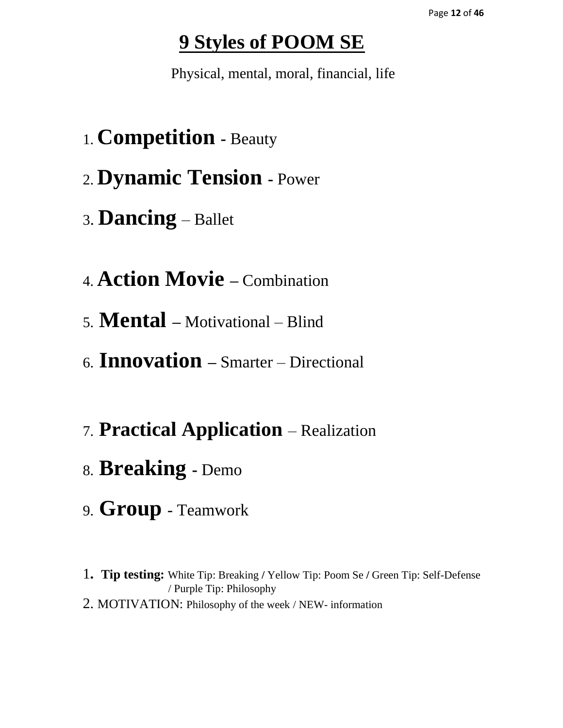# 9 Styles of POOM SE

Physical, mental, moral, financial, life

1. **Competition** - Beauty
2. **Dynamic Tension** - Power
3. **Dancing** – Ballet
4. **Action Movie** – Combination
5. **Mental** – Motivational – Blind
6. **Innovation** – Smarter – Directional
7. **Practical Application** – Realization
8. **Breaking** - Demo
9. **Group** - Teamwork

1. **Tip testing:** White Tip: Breaking / Yellow Tip: Poom Se / Green Tip: Self-Defense / Purple Tip: Philosophy
2. MOTIVATION: Philosophy of the week / NEW- information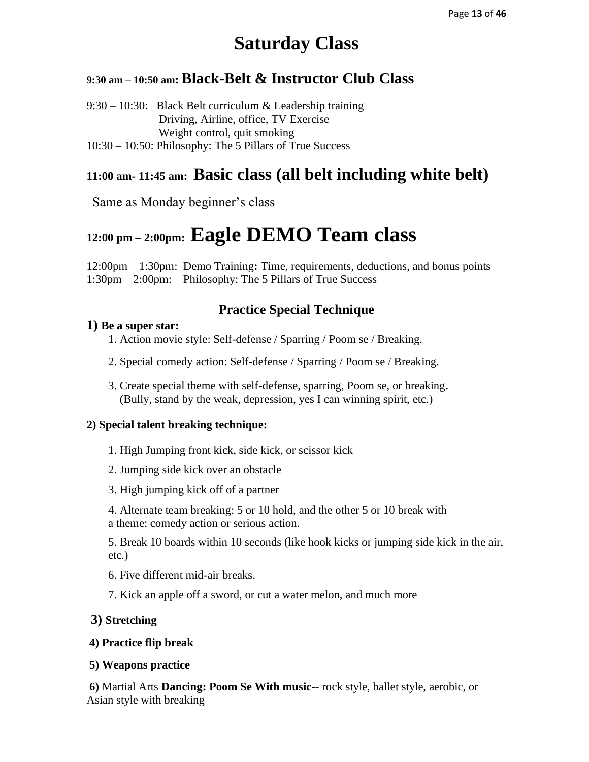# Saturday Class

## 9:30 am – 10:50 am: Black-Belt & Instructor Club Class

9:30 – 10:30: Black Belt curriculum & Leadership training
Driving, Airline, office, TV Exercise
Weight control, quit smoking
10:30 – 10:50: Philosophy: The 5 Pillars of True Success

## 11:00 am- 11:45 am: Basic class (all belt including white belt)

Same as Monday beginner's class

## 12:00 pm – 2:00pm: Eagle DEMO Team class

12:00pm – 1:30pm: Demo Training**:** Time, requirements, deductions, and bonus points
1:30pm – 2:00pm: Philosophy: The 5 Pillars of True Success

### Practice Special Technique

**1) Be a super star:**

1. Action movie style: Self-defense / Sparring / Poom se / Breaking.
2. Special comedy action: Self-defense / Sparring / Poom se / Breaking.
3. Create special theme with self-defense, sparring, Poom se, or breaking. (Bully, stand by the weak, depression, yes I can winning spirit, etc.)

**2) Special talent breaking technique:**

1. High Jumping front kick, side kick, or scissor kick
2. Jumping side kick over an obstacle
3. High jumping kick off of a partner
4. Alternate team breaking: 5 or 10 hold, and the other 5 or 10 break with a theme: comedy action or serious action.
5. Break 10 boards within 10 seconds (like hook kicks or jumping side kick in the air, etc.)
6. Five different mid-air breaks.
7. Kick an apple off a sword, or cut a water melon, and much more

**3) Stretching**

**4) Practice flip break**

**5) Weapons practice**

**6)** Martial Arts **Dancing: Poom Se With music--** rock style, ballet style, aerobic, or Asian style with breaking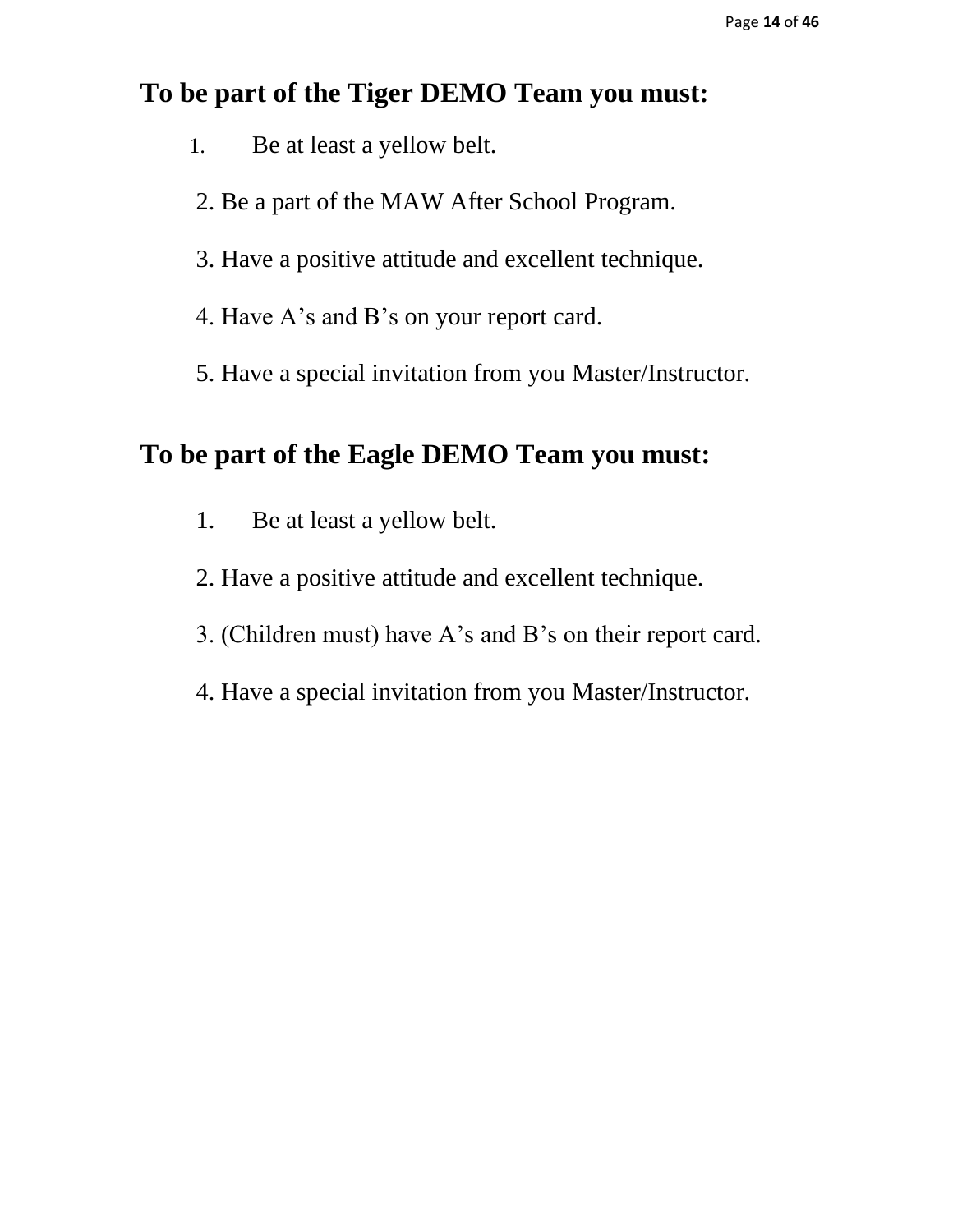## To be part of the Tiger DEMO Team you must:

1. Be at least a yellow belt.
2. Be a part of the MAW After School Program.
3. Have a positive attitude and excellent technique.
4. Have A's and B's on your report card.
5. Have a special invitation from you Master/Instructor.

## To be part of the Eagle DEMO Team you must:

1. Be at least a yellow belt.
2. Have a positive attitude and excellent technique.
3. (Children must) have A's and B's on their report card.
4. Have a special invitation from you Master/Instructor.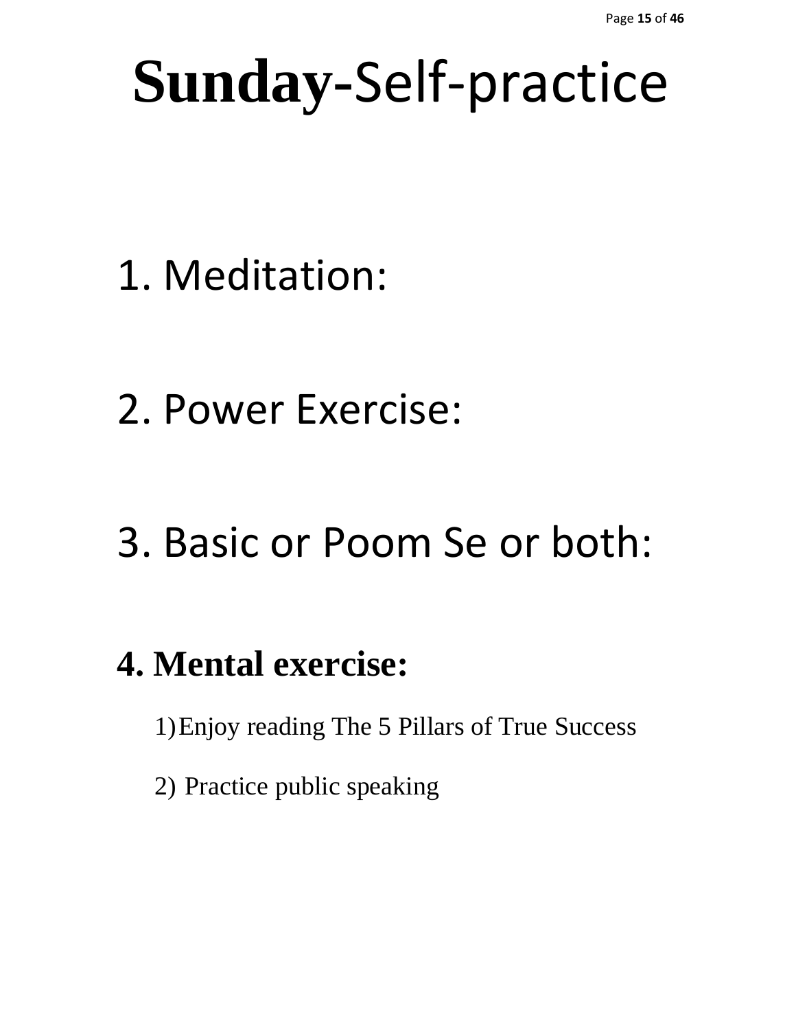# **Sunday**-Self-practice

1. Meditation:

2. Power Exercise:

3. Basic or Poom Se or both:

**4. Mental exercise:**

1) Enjoy reading The 5 Pillars of True Success

2) Practice public speaking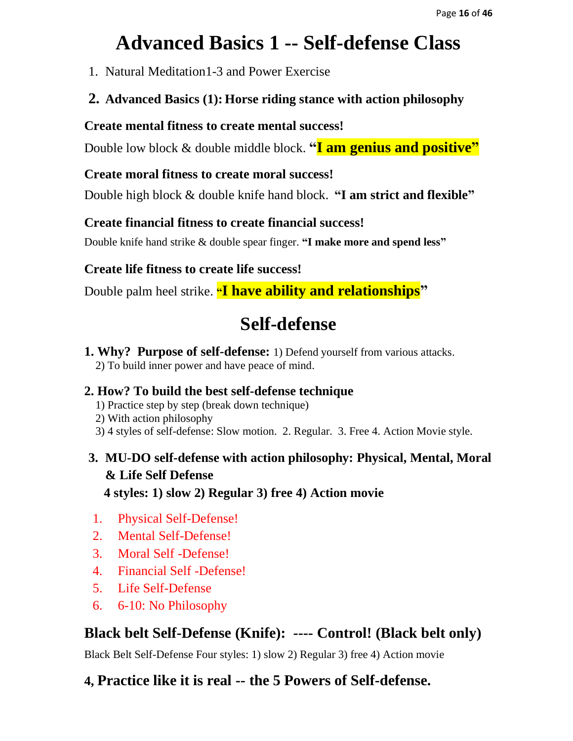# Advanced Basics 1 -- Self-defense Class

1. Natural Meditation1-3 and Power Exercise

2. **Advanced Basics (1): Horse riding stance with action philosophy**

**Create mental fitness to create mental success!**

Double low block & double middle block. **"I am genius and positive"**

**Create moral fitness to create moral success!**

Double high block & double knife hand block. **"I am strict and flexible"**

**Create financial fitness to create financial success!**

Double knife hand strike & double spear finger. **"I make more and spend less"**

**Create life fitness to create life success!**

Double palm heel strike. **"I have ability and relationships"**

## Self-defense

**1. Why? Purpose of self-defense:** 1) Defend yourself from various attacks.
2) To build inner power and have peace of mind.

**2. How? To build the best self-defense technique**

1) Practice step by step (break down technique)
2) With action philosophy
3) 4 styles of self-defense: Slow motion. 2. Regular. 3. Free 4. Action Movie style.

**3. MU-DO self-defense with action philosophy: Physical, Mental, Moral & Life Self Defense**

**4 styles: 1) slow 2) Regular 3) free 4) Action movie**

1. Physical Self-Defense!
2. Mental Self-Defense!
3. Moral Self -Defense!
4. Financial Self -Defense!
5. Life Self-Defense
6. 6-10: No Philosophy

### Black belt Self-Defense (Knife): ---- Control! (Black belt only)

Black Belt Self-Defense Four styles: 1) slow 2) Regular 3) free 4) Action movie

### 4, Practice like it is real -- the 5 Powers of Self-defense.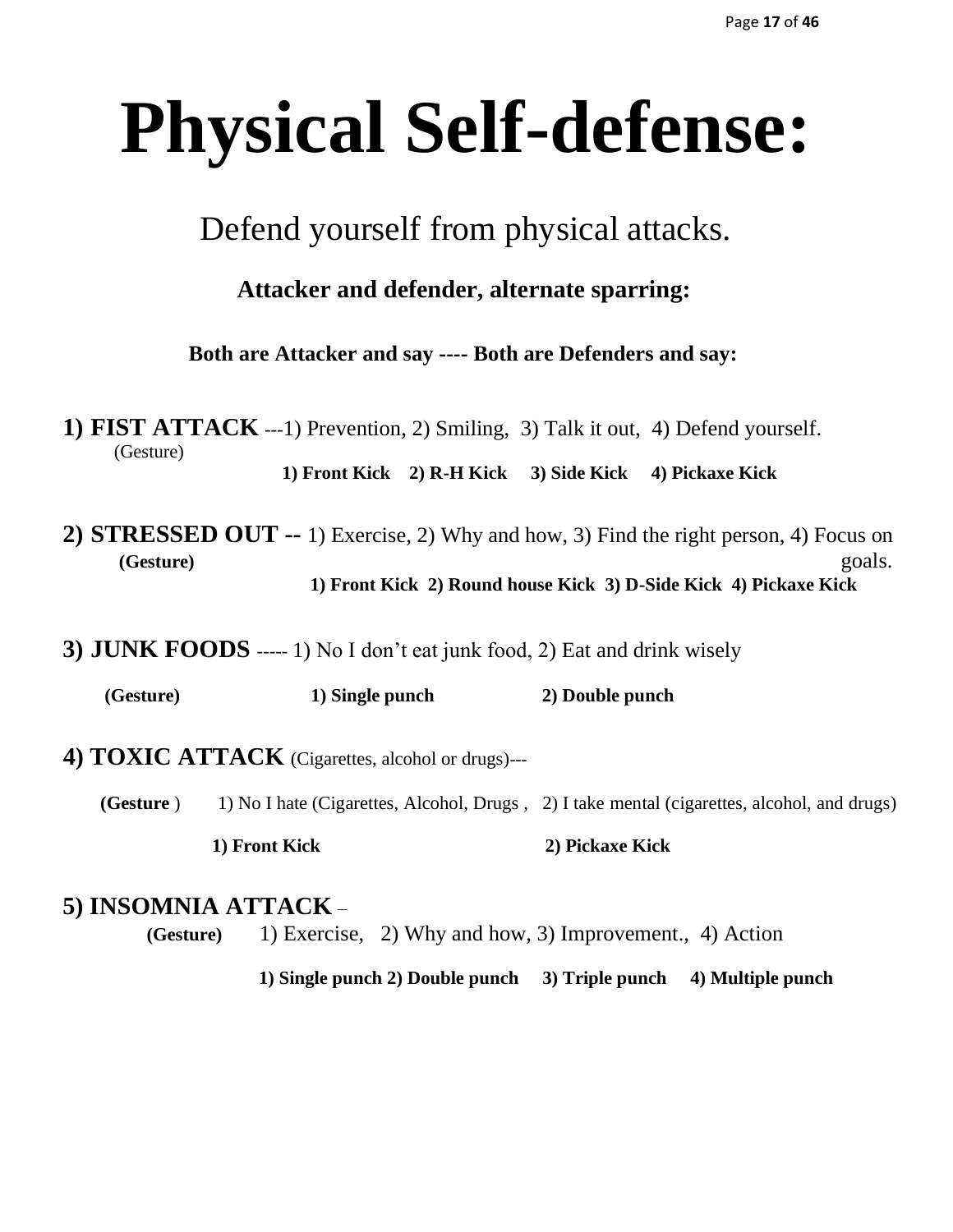# Physical Self-defense:

## Defend yourself from physical attacks.

**Attacker and defender, alternate sparring:**

**Both are Attacker and say ---- Both are Defenders and say:**

**1) FIST ATTACK** ---1) Prevention, 2) Smiling, 3) Talk it out, 4) Defend yourself.
(Gesture)
**1) Front Kick 2) R-H Kick 3) Side Kick 4) Pickaxe Kick**

**2) STRESSED OUT --** 1) Exercise, 2) Why and how, 3) Find the right person, 4) Focus on goals.
**(Gesture)**
**1) Front Kick 2) Round house Kick 3) D-Side Kick 4) Pickaxe Kick**

**3) JUNK FOODS** ----- 1) No I don't eat junk food, 2) Eat and drink wisely

**(Gesture)** **1) Single punch** **2) Double punch**

**4) TOXIC ATTACK** (Cigarettes, alcohol or drugs)---

**(Gesture** ) 1) No I hate (Cigarettes, Alcohol, Drugs , 2) I take mental (cigarettes, alcohol, and drugs)

**1) Front Kick** **2) Pickaxe Kick**

**5) INSOMNIA ATTACK** –
**(Gesture)** 1) Exercise, 2) Why and how, 3) Improvement., 4) Action

**1) Single punch 2) Double punch 3) Triple punch 4) Multiple punch**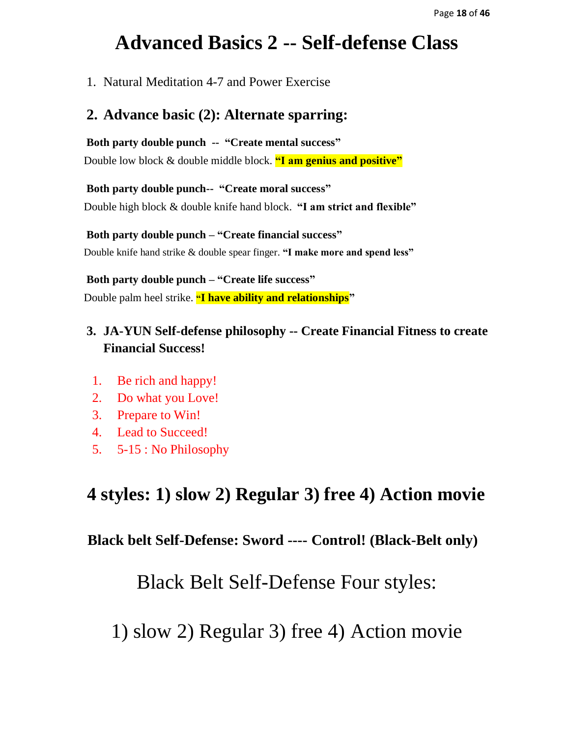# Advanced Basics 2 -- Self-defense Class

1. Natural Meditation 4-7 and Power Exercise

## 2. Advance basic (2): Alternate sparring:

**Both party double punch -- "Create mental success"**
Double low block & double middle block. **"I am genius and positive"**

**Both party double punch-- "Create moral success"**
Double high block & double knife hand block. **"I am strict and flexible"**

**Both party double punch – "Create financial success"**
Double knife hand strike & double spear finger. **"I make more and spend less"**

**Both party double punch – "Create life success"**
Double palm heel strike. **"I have ability and relationships"**

## 3. JA-YUN Self-defense philosophy -- Create Financial Fitness to create Financial Success!

1. Be rich and happy!
2. Do what you Love!
3. Prepare to Win!
4. Lead to Succeed!
5. 5-15 : No Philosophy

## 4 styles: 1) slow 2) Regular 3) free 4) Action movie

**Black belt Self-Defense: Sword ---- Control! (Black-Belt only)**

Black Belt Self-Defense Four styles:

1) slow 2) Regular 3) free 4) Action movie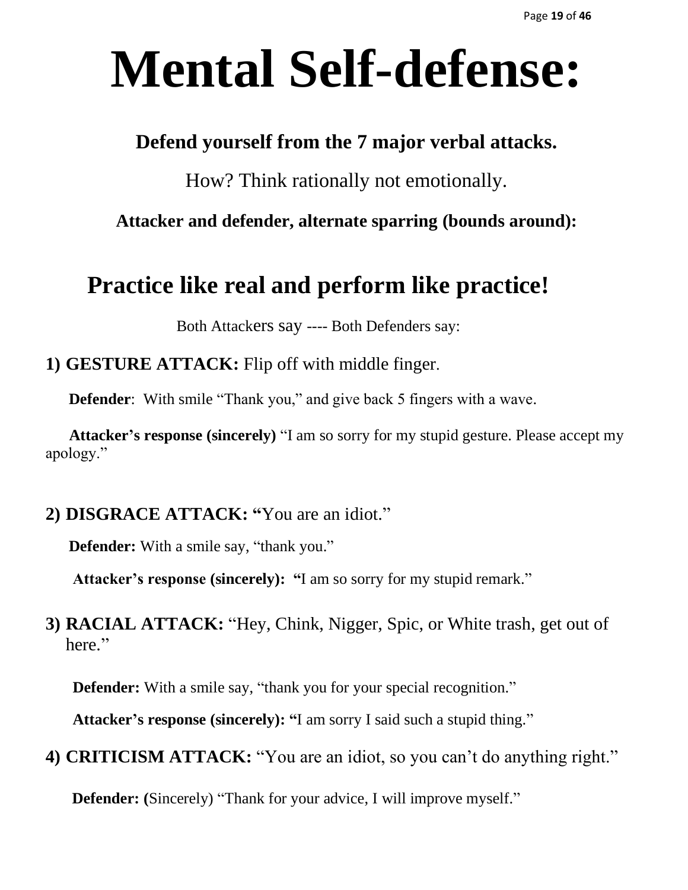# Mental Self-defense:

**Defend yourself from the 7 major verbal attacks.**

How? Think rationally not emotionally.

**Attacker and defender, alternate sparring (bounds around):**

## Practice like real and perform like practice!

Both Attackers say ---- Both Defenders say:

**1) GESTURE ATTACK:** Flip off with middle finger.

**Defender**: With smile "Thank you," and give back 5 fingers with a wave.

**Attacker's response (sincerely)** "I am so sorry for my stupid gesture. Please accept my apology."

**2) DISGRACE ATTACK: "**You are an idiot."

**Defender:** With a smile say, "thank you."

**Attacker's response (sincerely): "**I am so sorry for my stupid remark."

**3) RACIAL ATTACK:** "Hey, Chink, Nigger, Spic, or White trash, get out of here."

**Defender:** With a smile say, "thank you for your special recognition."

**Attacker's response (sincerely): "**I am sorry I said such a stupid thing."

**4) CRITICISM ATTACK:** "You are an idiot, so you can't do anything right."

**Defender: (**Sincerely) "Thank for your advice, I will improve myself."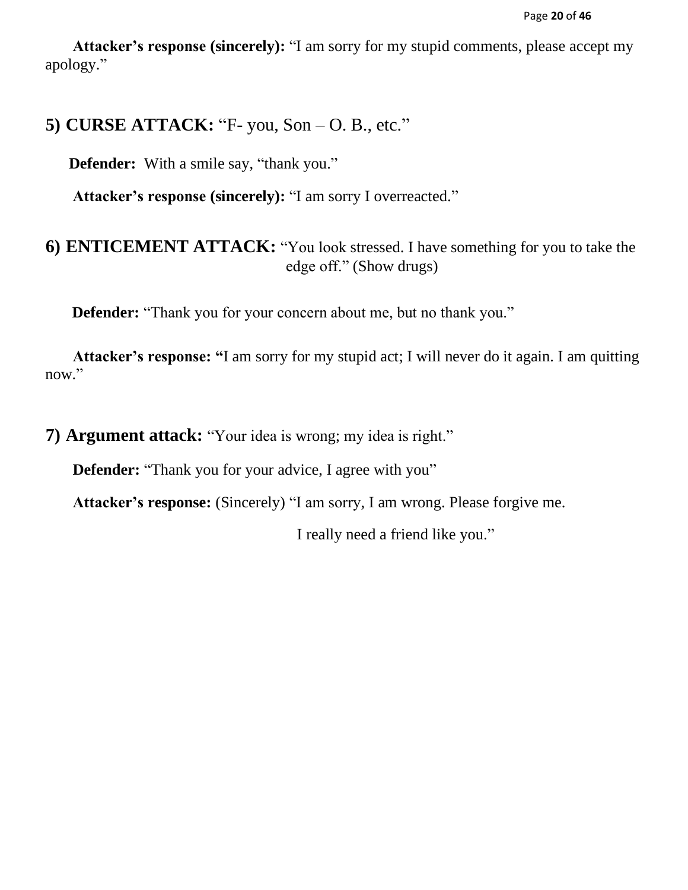**Attacker's response (sincerely):** "I am sorry for my stupid comments, please accept my apology."

## 5) CURSE ATTACK: "F- you, Son – O. B., etc."

**Defender:** With a smile say, "thank you."

**Attacker's response (sincerely):** "I am sorry I overreacted."

## 6) ENTICEMENT ATTACK: "You look stressed. I have something for you to take the edge off." (Show drugs)

**Defender:** "Thank you for your concern about me, but no thank you."

**Attacker's response: "**I am sorry for my stupid act; I will never do it again. I am quitting now."

## 7) Argument attack: "Your idea is wrong; my idea is right."

**Defender:** "Thank you for your advice, I agree with you"

**Attacker's response:** (Sincerely) "I am sorry, I am wrong. Please forgive me.

I really need a friend like you."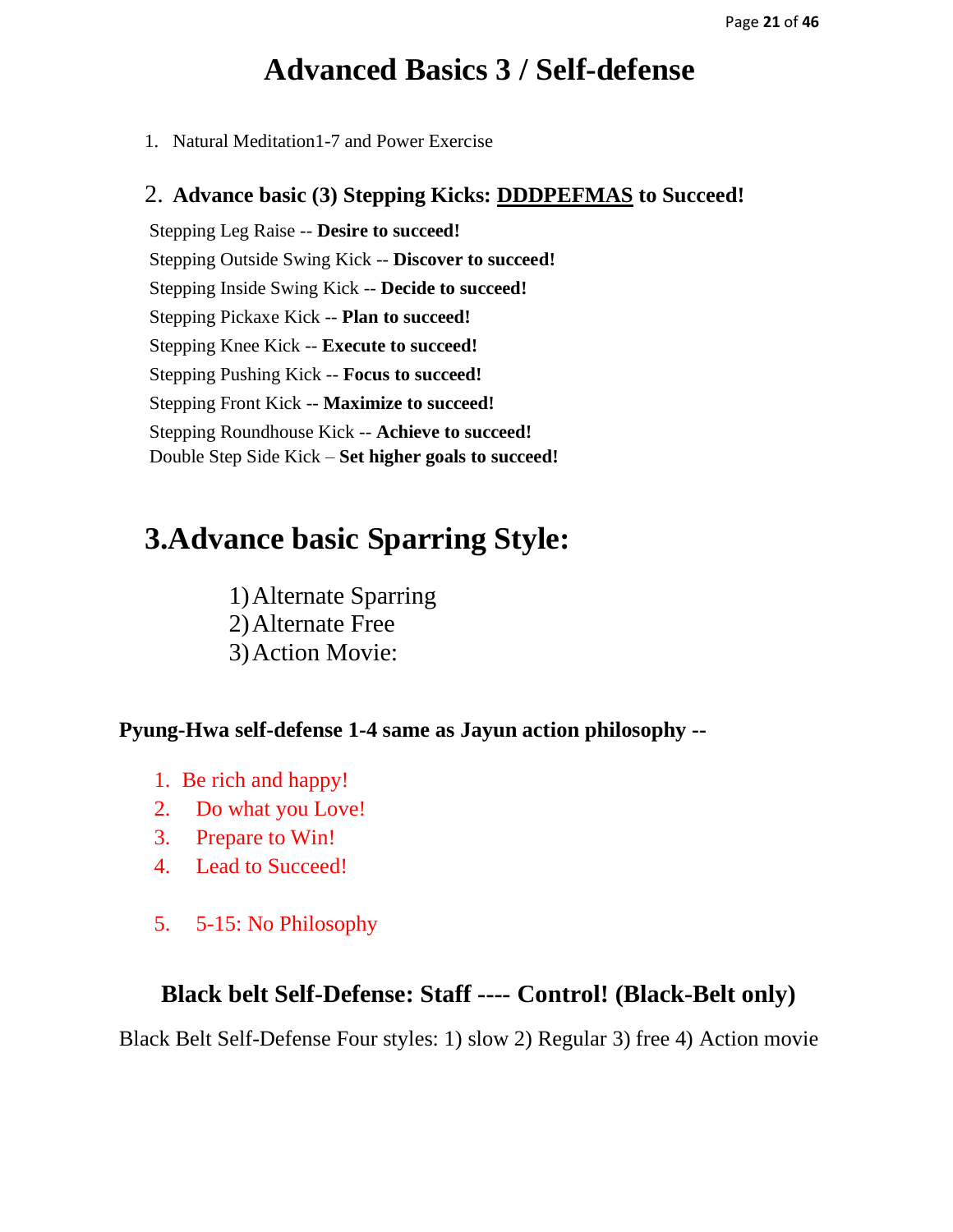# Advanced Basics 3 / Self-defense

1. Natural Meditation1-7 and Power Exercise

## 2. Advance basic (3) Stepping Kicks: <u>DDDPEFMAS</u> to Succeed!

Stepping Leg Raise -- **Desire to succeed!**
Stepping Outside Swing Kick -- **Discover to succeed!**
Stepping Inside Swing Kick -- **Decide to succeed!**
Stepping Pickaxe Kick -- **Plan to succeed!**
Stepping Knee Kick -- **Execute to succeed!**
Stepping Pushing Kick -- **Focus to succeed!**
Stepping Front Kick -- **Maximize to succeed!**
Stepping Roundhouse Kick -- **Achieve to succeed!**
Double Step Side Kick – **Set higher goals to succeed!**

# 3.Advance basic Sparring Style:

1) Alternate Sparring
2) Alternate Free
3) Action Movie:

**Pyung-Hwa self-defense 1-4 same as Jayun action philosophy --**

1. Be rich and happy!
2. Do what you Love!
3. Prepare to Win!
4. Lead to Succeed!

5. 5-15: No Philosophy

## Black belt Self-Defense: Staff ---- Control! (Black-Belt only)

Black Belt Self-Defense Four styles: 1) slow 2) Regular 3) free 4) Action movie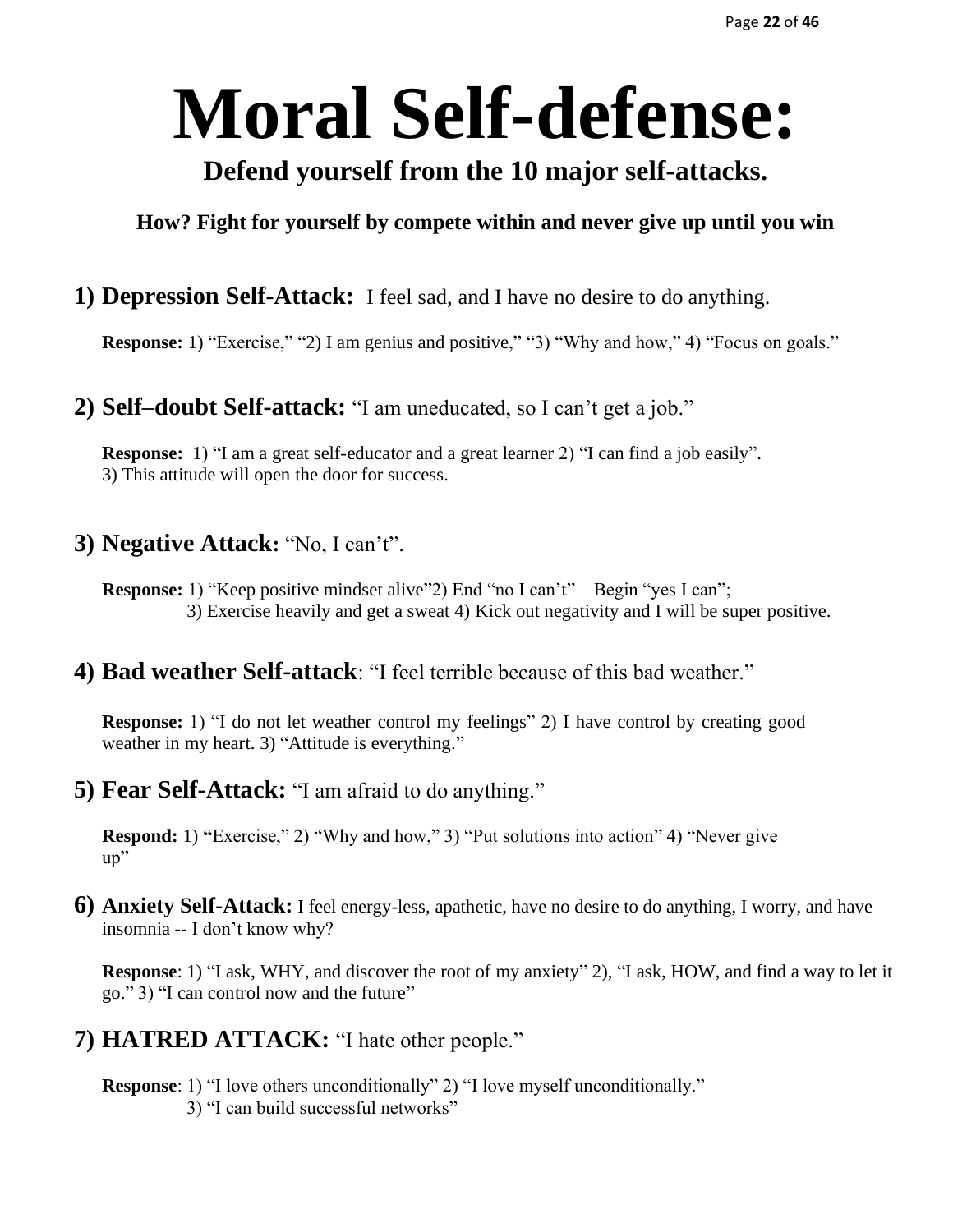# Moral Self-defense:

## Defend yourself from the 10 major self-attacks.

**How? Fight for yourself by compete within and never give up until you win**

### 1) Depression Self-Attack: I feel sad, and I have no desire to do anything.

**Response:** 1) "Exercise," "2) I am genius and positive," "3) "Why and how," 4) "Focus on goals."

### 2) Self–doubt Self-attack: "I am uneducated, so I can't get a job."

**Response:** 1) "I am a great self-educator and a great learner 2) "I can find a job easily".
3) This attitude will open the door for success.

### 3) Negative Attack: "No, I can't".

**Response:** 1) "Keep positive mindset alive"2) End "no I can't" – Begin "yes I can";
3) Exercise heavily and get a sweat 4) Kick out negativity and I will be super positive.

### 4) Bad weather Self-attack: "I feel terrible because of this bad weather."

**Response:** 1) "I do not let weather control my feelings" 2) I have control by creating good weather in my heart. 3) "Attitude is everything."

### 5) Fear Self-Attack: "I am afraid to do anything."

**Respond:** 1) **"**Exercise," 2) "Why and how," 3) "Put solutions into action" 4) "Never give up"

### 6) Anxiety Self-Attack: I feel energy-less, apathetic, have no desire to do anything, I worry, and have insomnia -- I don't know why?

**Response**: 1) "I ask, WHY, and discover the root of my anxiety" 2), "I ask, HOW, and find a way to let it go." 3) "I can control now and the future"

### 7) HATRED ATTACK: "I hate other people."

**Response**: 1) "I love others unconditionally" 2) "I love myself unconditionally."
3) "I can build successful networks"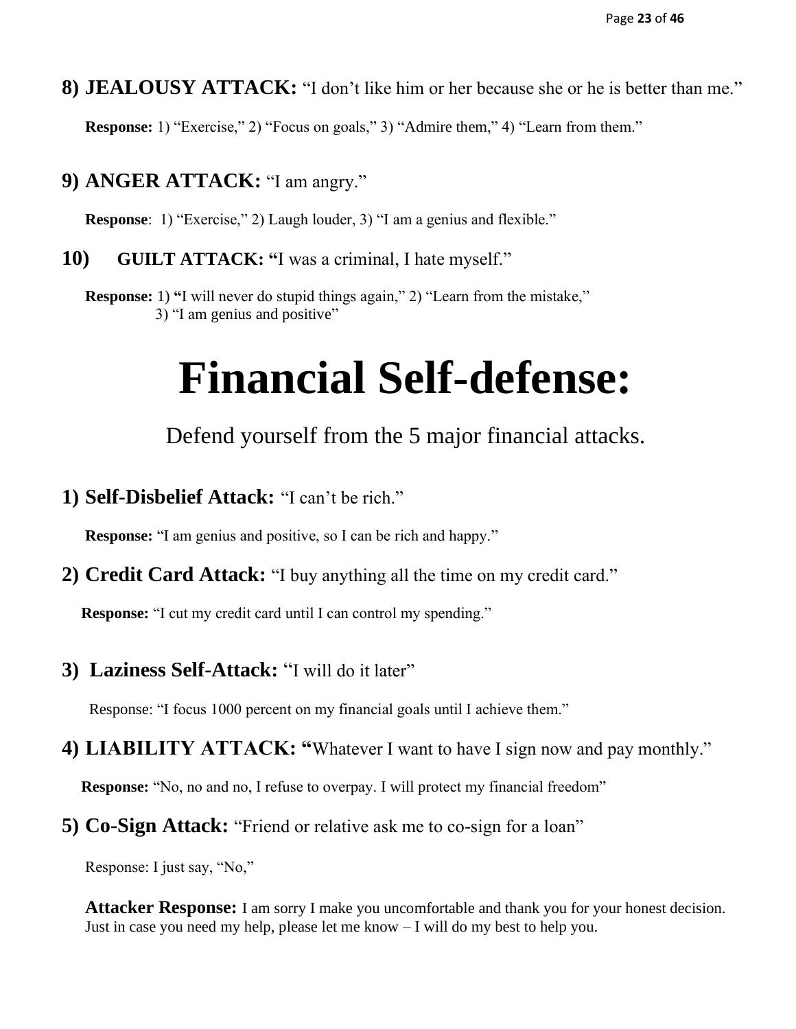### 8) JEALOUSY ATTACK: "I don't like him or her because she or he is better than me."

**Response:** 1) "Exercise," 2) "Focus on goals," 3) "Admire them," 4) "Learn from them."

### 9) ANGER ATTACK: "I am angry."

**Response**: 1) "Exercise," 2) Laugh louder, 3) "I am a genius and flexible."

### 10) GUILT ATTACK: "I was a criminal, I hate myself."

**Response:** 1) "I will never do stupid things again," 2) "Learn from the mistake," 3) "I am genius and positive"

# Financial Self-defense:

Defend yourself from the 5 major financial attacks.

### 1) Self-Disbelief Attack: "I can't be rich."

**Response:** "I am genius and positive, so I can be rich and happy."

### 2) Credit Card Attack: "I buy anything all the time on my credit card."

**Response:** "I cut my credit card until I can control my spending."

### 3) Laziness Self-Attack: "I will do it later"

Response: "I focus 1000 percent on my financial goals until I achieve them."

### 4) LIABILITY ATTACK: "Whatever I want to have I sign now and pay monthly."

**Response:** "No, no and no, I refuse to overpay. I will protect my financial freedom"

### 5) Co-Sign Attack: "Friend or relative ask me to co-sign for a loan"

Response: I just say, "No,"

**Attacker Response:** I am sorry I make you uncomfortable and thank you for your honest decision. Just in case you need my help, please let me know – I will do my best to help you.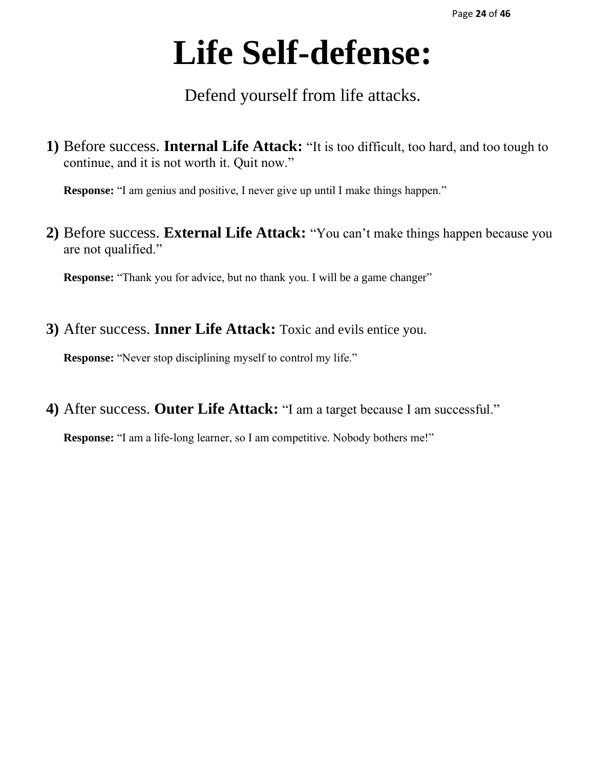# Life Self-defense:

Defend yourself from life attacks.

**1)** Before success. **Internal Life Attack:** "It is too difficult, too hard, and too tough to continue, and it is not worth it. Quit now."

**Response:** "I am genius and positive, I never give up until I make things happen."

**2)** Before success. **External Life Attack:** "You can't make things happen because you are not qualified."

**Response:** "Thank you for advice, but no thank you. I will be a game changer"

**3)** After success. **Inner Life Attack:** Toxic and evils entice you.

**Response:** "Never stop disciplining myself to control my life."

**4)** After success. **Outer Life Attack:** "I am a target because I am successful."

**Response:** "I am a life-long learner, so I am competitive. Nobody bothers me!"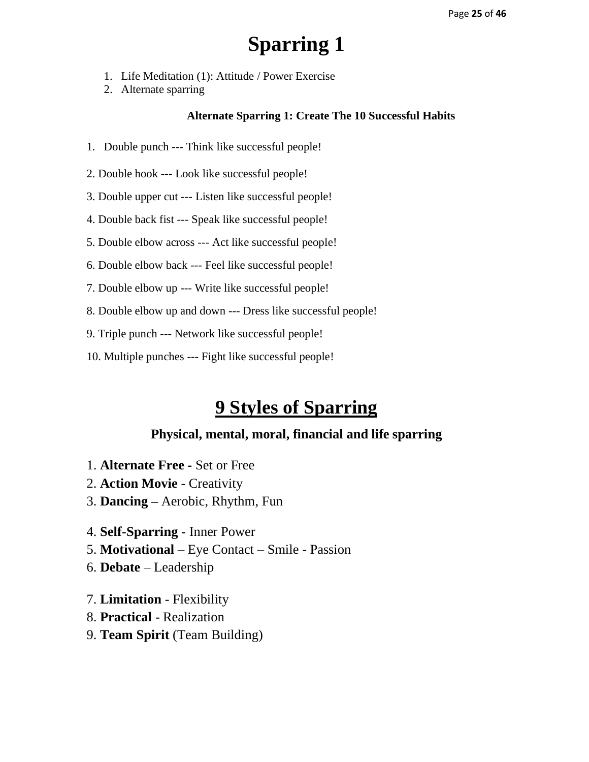# Sparring 1

1. Life Meditation (1): Attitude / Power Exercise
2. Alternate sparring

**Alternate Sparring 1: Create The 10 Successful Habits**

1. Double punch --- Think like successful people!
2. Double hook --- Look like successful people!
3. Double upper cut --- Listen like successful people!
4. Double back fist --- Speak like successful people!
5. Double elbow across --- Act like successful people!
6. Double elbow back --- Feel like successful people!
7. Double elbow up --- Write like successful people!
8. Double elbow up and down --- Dress like successful people!
9. Triple punch --- Network like successful people!
10. Multiple punches --- Fight like successful people!

# 9 Styles of Sparring

### Physical, mental, moral, financial and life sparring

1. **Alternate Free -** Set or Free
2. **Action Movie** - Creativity
3. **Dancing –** Aerobic, Rhythm, Fun
4. **Self-Sparring -** Inner Power
5. **Motivational** – Eye Contact – Smile - Passion
6. **Debate** – Leadership
7. **Limitation** - Flexibility
8. **Practical** - Realization
9. **Team Spirit** (Team Building)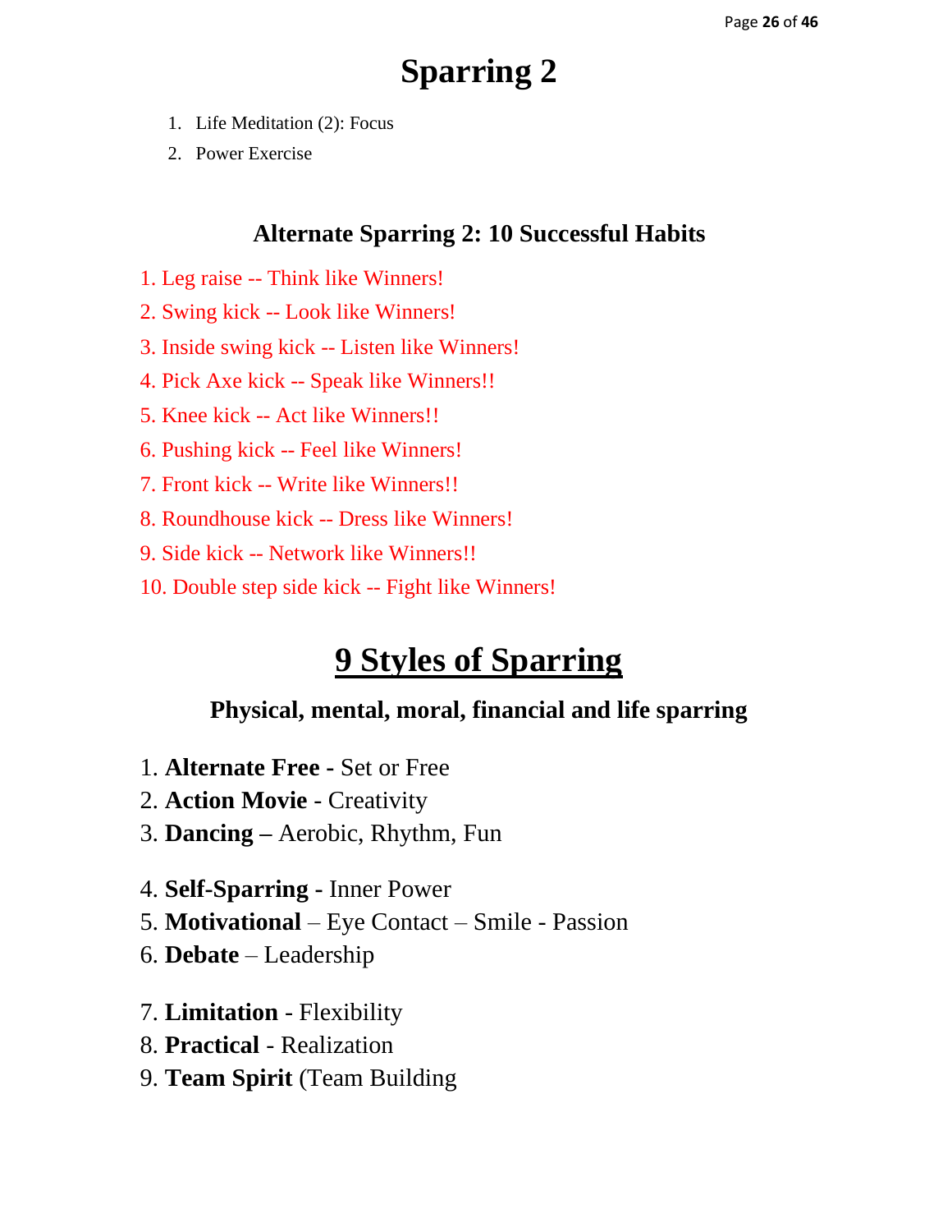# Sparring 2

1. Life Meditation (2): Focus
2. Power Exercise

### Alternate Sparring 2: 10 Successful Habits

1. Leg raise -- Think like Winners!
2. Swing kick -- Look like Winners!
3. Inside swing kick -- Listen like Winners!
4. Pick Axe kick -- Speak like Winners!!
5. Knee kick -- Act like Winners!!
6. Pushing kick -- Feel like Winners!
7. Front kick -- Write like Winners!!
8. Roundhouse kick -- Dress like Winners!
9. Side kick -- Network like Winners!!
10. Double step side kick -- Fight like Winners!

## 9 Styles of Sparring

### Physical, mental, moral, financial and life sparring

1. **Alternate Free -** Set or Free
2. **Action Movie** - Creativity
3. **Dancing –** Aerobic, Rhythm, Fun

4. **Self-Sparring -** Inner Power
5. **Motivational** – Eye Contact – Smile - Passion
6. **Debate** – Leadership

7. **Limitation** - Flexibility
8. **Practical** - Realization
9. **Team Spirit** (Team Building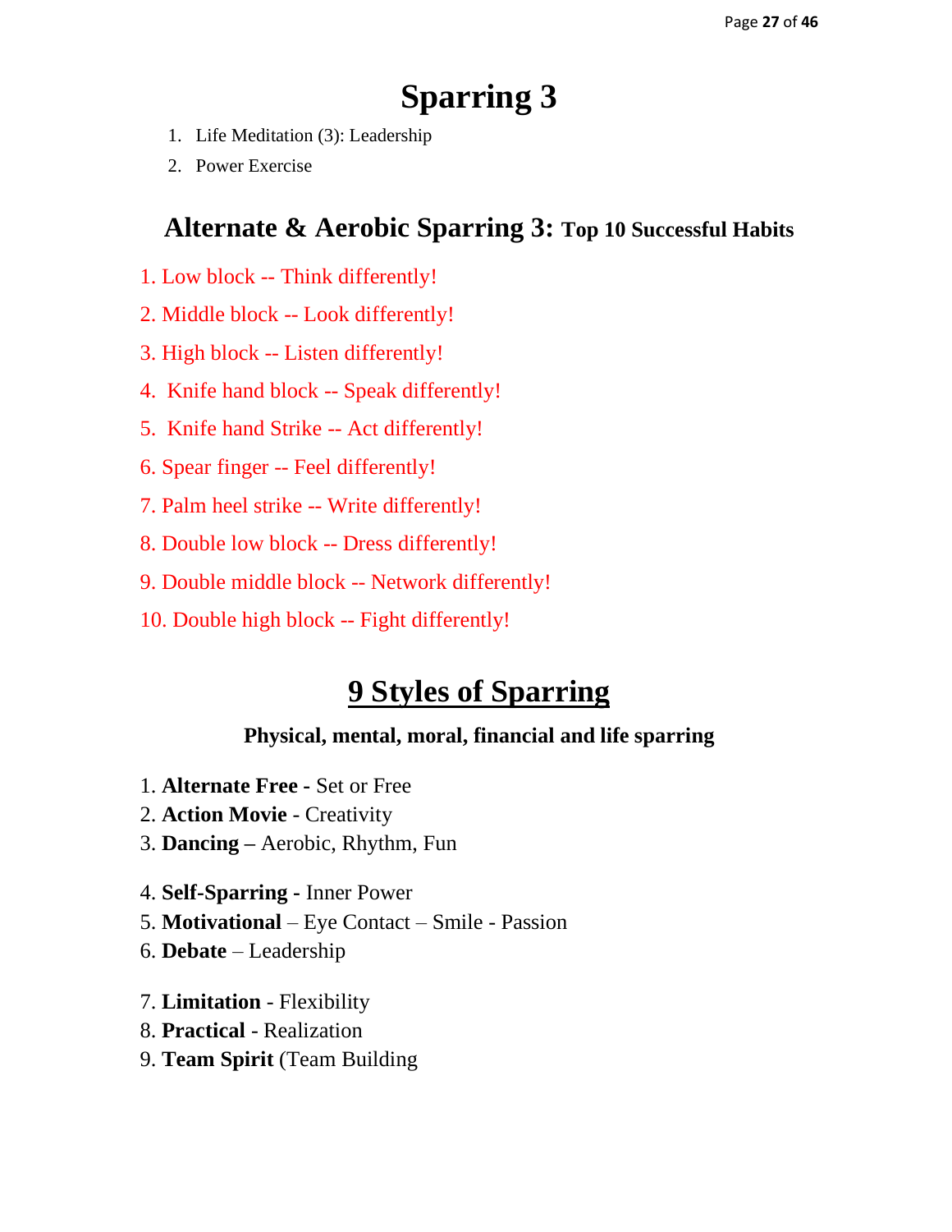# Sparring 3

1. Life Meditation (3): Leadership
2. Power Exercise

## Alternate & Aerobic Sparring 3: Top 10 Successful Habits

1. Low block -- Think differently!
2. Middle block -- Look differently!
3. High block -- Listen differently!
4. Knife hand block -- Speak differently!
5. Knife hand Strike -- Act differently!
6. Spear finger -- Feel differently!
7. Palm heel strike -- Write differently!
8. Double low block -- Dress differently!
9. Double middle block -- Network differently!
10. Double high block -- Fight differently!

## 9 Styles of Sparring

**Physical, mental, moral, financial and life sparring**

1. **Alternate Free -** Set or Free
2. **Action Movie** - Creativity
3. **Dancing –** Aerobic, Rhythm, Fun

4. **Self-Sparring -** Inner Power
5. **Motivational** – Eye Contact – Smile - Passion
6. **Debate** – Leadership

7. **Limitation** - Flexibility
8. **Practical** - Realization
9. **Team Spirit** (Team Building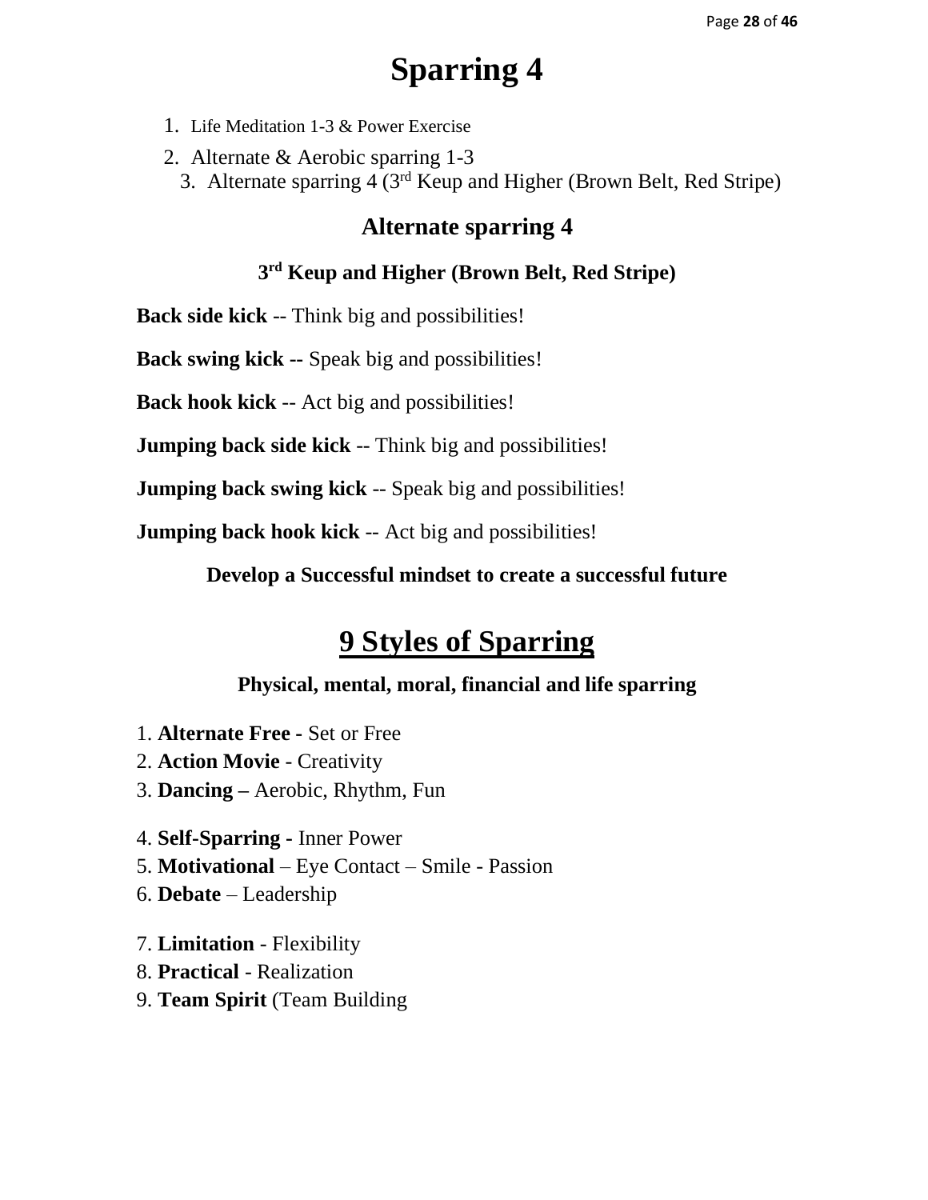# Sparring 4

1. Life Meditation 1-3 & Power Exercise
2. Alternate & Aerobic sparring 1-3
3. Alternate sparring 4 (3rd Keup and Higher (Brown Belt, Red Stripe)

## Alternate sparring 4

### 3rd Keup and Higher (Brown Belt, Red Stripe)

**Back side kick** -- Think big and possibilities!

**Back swing kick --** Speak big and possibilities!

**Back hook kick** -- Act big and possibilities!

**Jumping back side kick** -- Think big and possibilities!

**Jumping back swing kick** -- Speak big and possibilities!

**Jumping back hook kick** -- Act big and possibilities!

**Develop a Successful mindset to create a successful future**

# 9 Styles of Sparring

### Physical, mental, moral, financial and life sparring

1. **Alternate Free -** Set or Free
2. **Action Movie** - Creativity
3. **Dancing –** Aerobic, Rhythm, Fun

4. **Self-Sparring -** Inner Power
5. **Motivational** – Eye Contact – Smile - Passion
6. **Debate** – Leadership

7. **Limitation** - Flexibility
8. **Practical** - Realization
9. **Team Spirit** (Team Building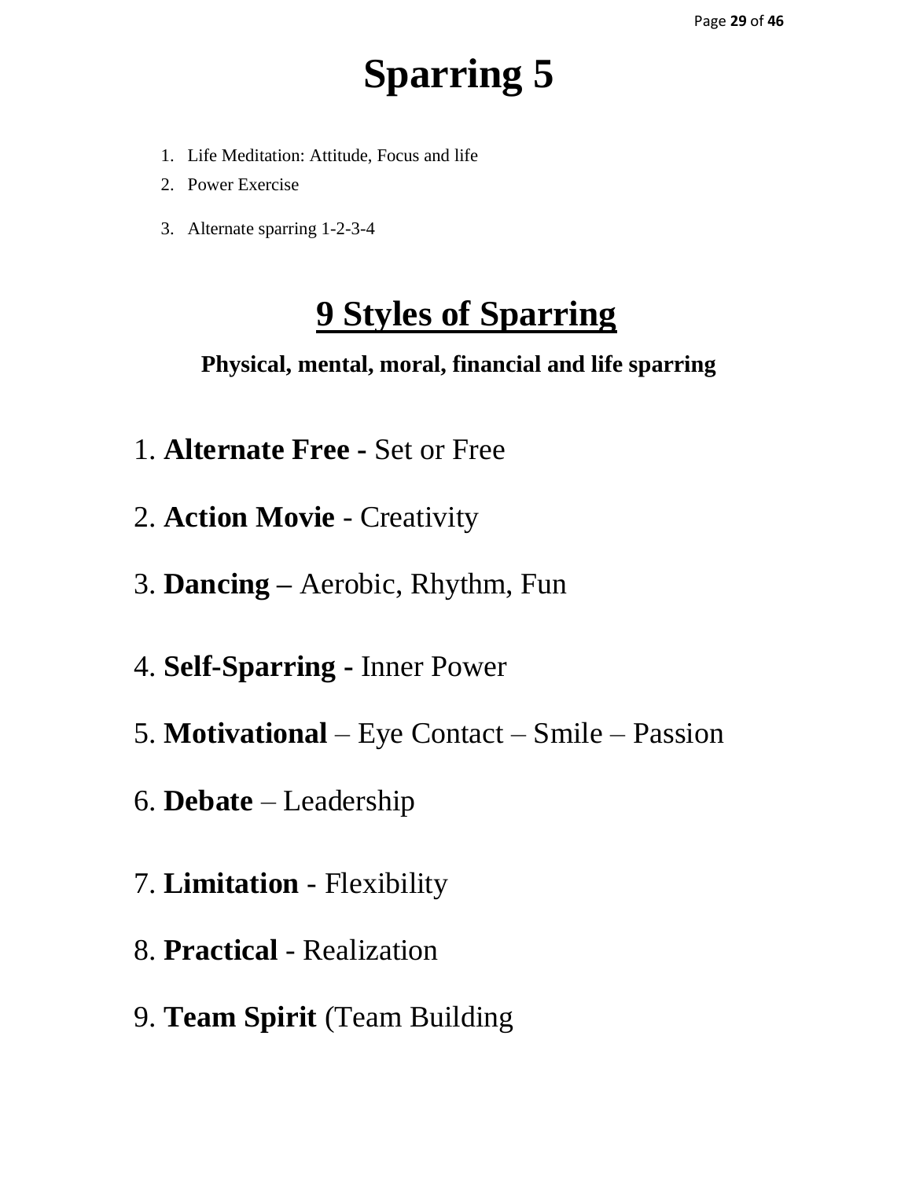# Sparring 5

1. Life Meditation: Attitude, Focus and life
2. Power Exercise
3. Alternate sparring 1-2-3-4

## 9 Styles of Sparring

**Physical, mental, moral, financial and life sparring**

1. **Alternate Free -** Set or Free
2. **Action Movie** - Creativity
3. **Dancing –** Aerobic, Rhythm, Fun
4. **Self-Sparring -** Inner Power
5. **Motivational** – Eye Contact – Smile – Passion
6. **Debate** – Leadership
7. **Limitation** - Flexibility
8. **Practical** - Realization
9. **Team Spirit** (Team Building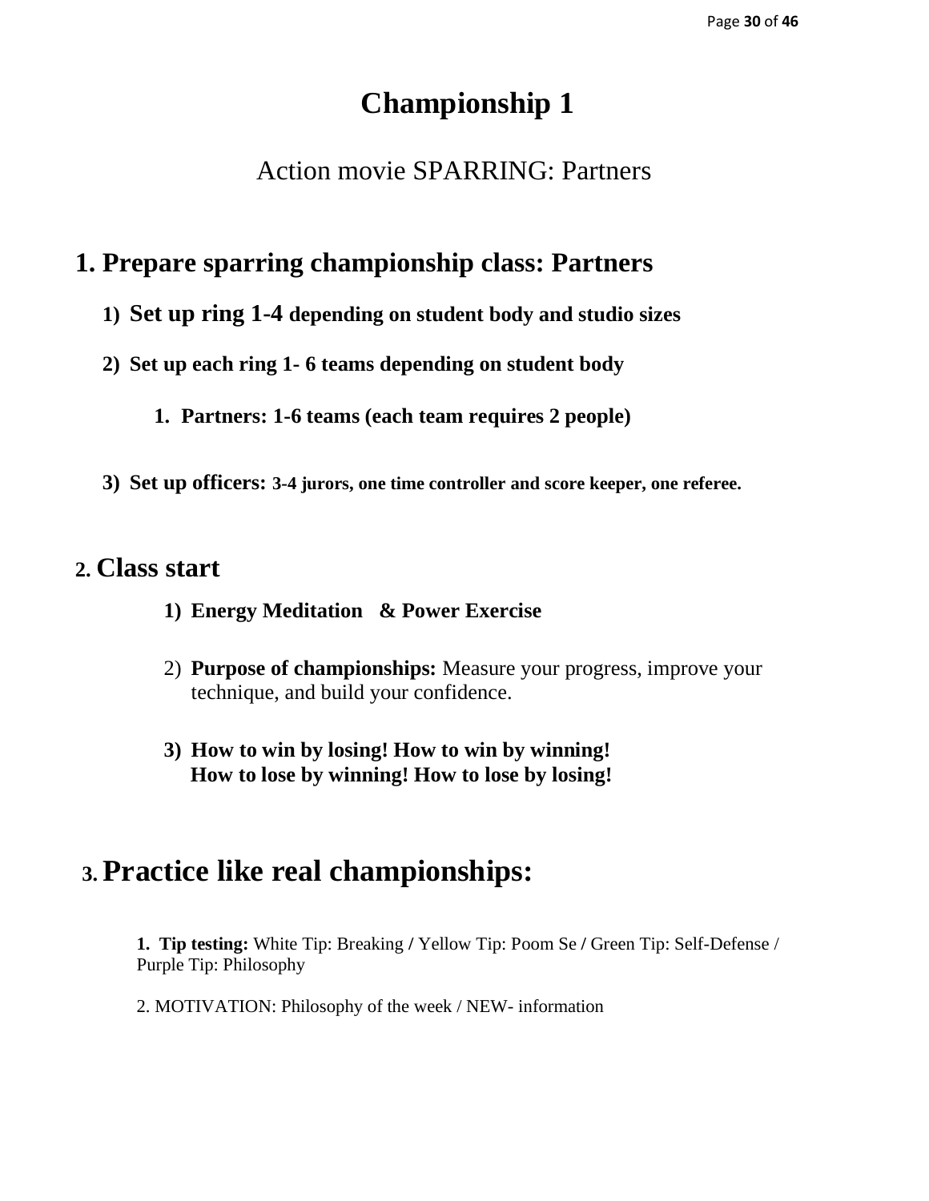# Championship 1

Action movie SPARRING: Partners

## 1. Prepare sparring championship class: Partners

1) **Set up ring 1-4 depending on student body and studio sizes**

2) **Set up each ring 1- 6 teams depending on student body**

   1. **Partners: 1-6 teams (each team requires 2 people)**

3) **Set up officers: 3-4 jurors, one time controller and score keeper, one referee.**

## 2. Class start

1) **Energy Meditation & Power Exercise**

2) **Purpose of championships:** Measure your progress, improve your technique, and build your confidence.

3) **How to win by losing! How to win by winning!**
   **How to lose by winning! How to lose by losing!**

## 3. Practice like real championships:

1. **Tip testing:** White Tip: Breaking / Yellow Tip: Poom Se / Green Tip: Self-Defense / Purple Tip: Philosophy

2. MOTIVATION: Philosophy of the week / NEW- information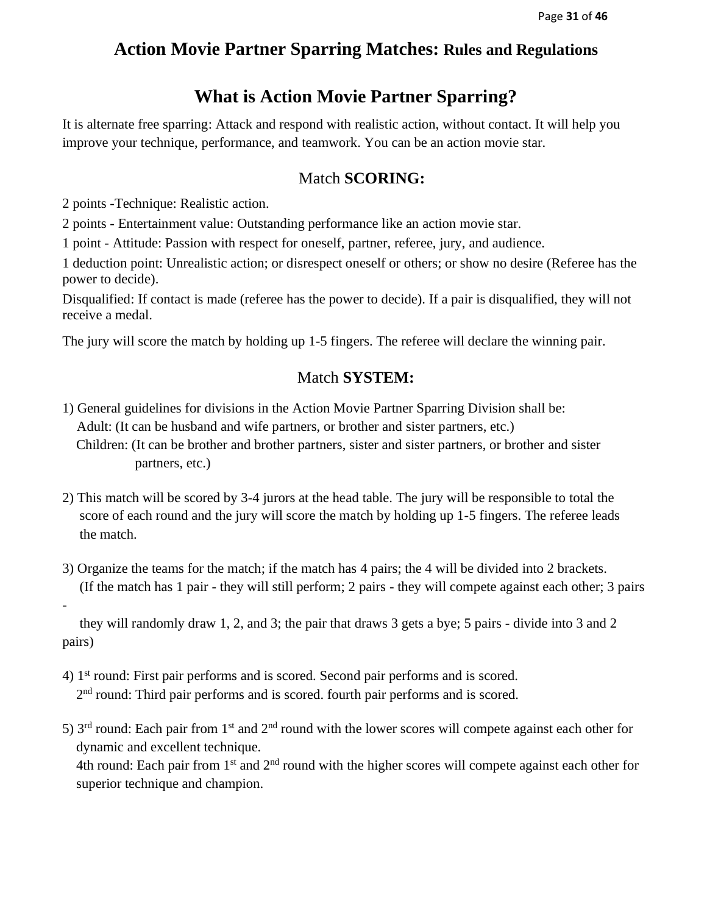# Action Movie Partner Sparring Matches: Rules and Regulations

## What is Action Movie Partner Sparring?

It is alternate free sparring: Attack and respond with realistic action, without contact. It will help you improve your technique, performance, and teamwork. You can be an action movie star.

### Match **SCORING:**

2 points -Technique: Realistic action.

2 points - Entertainment value: Outstanding performance like an action movie star.

1 point - Attitude: Passion with respect for oneself, partner, referee, jury, and audience.

1 deduction point: Unrealistic action; or disrespect oneself or others; or show no desire (Referee has the power to decide).

Disqualified: If contact is made (referee has the power to decide). If a pair is disqualified, they will not receive a medal.

The jury will score the match by holding up 1-5 fingers. The referee will declare the winning pair.

### Match **SYSTEM:**

1) General guidelines for divisions in the Action Movie Partner Sparring Division shall be:
   Adult: (It can be husband and wife partners, or brother and sister partners, etc.)
   Children: (It can be brother and brother partners, sister and sister partners, or brother and sister partners, etc.)

2) This match will be scored by 3-4 jurors at the head table. The jury will be responsible to total the score of each round and the jury will score the match by holding up 1-5 fingers. The referee leads the match.

3) Organize the teams for the match; if the match has 4 pairs; the 4 will be divided into 2 brackets. (If the match has 1 pair - they will still perform; 2 pairs - they will compete against each other; 3 pairs - they will randomly draw 1, 2, and 3; the pair that draws 3 gets a bye; 5 pairs - divide into 3 and 2 pairs)

4) 1st round: First pair performs and is scored. Second pair performs and is scored.
   2nd round: Third pair performs and is scored. fourth pair performs and is scored.

5) 3rd round: Each pair from 1st and 2nd round with the lower scores will compete against each other for dynamic and excellent technique.
   4th round: Each pair from 1st and 2nd round with the higher scores will compete against each other for superior technique and champion.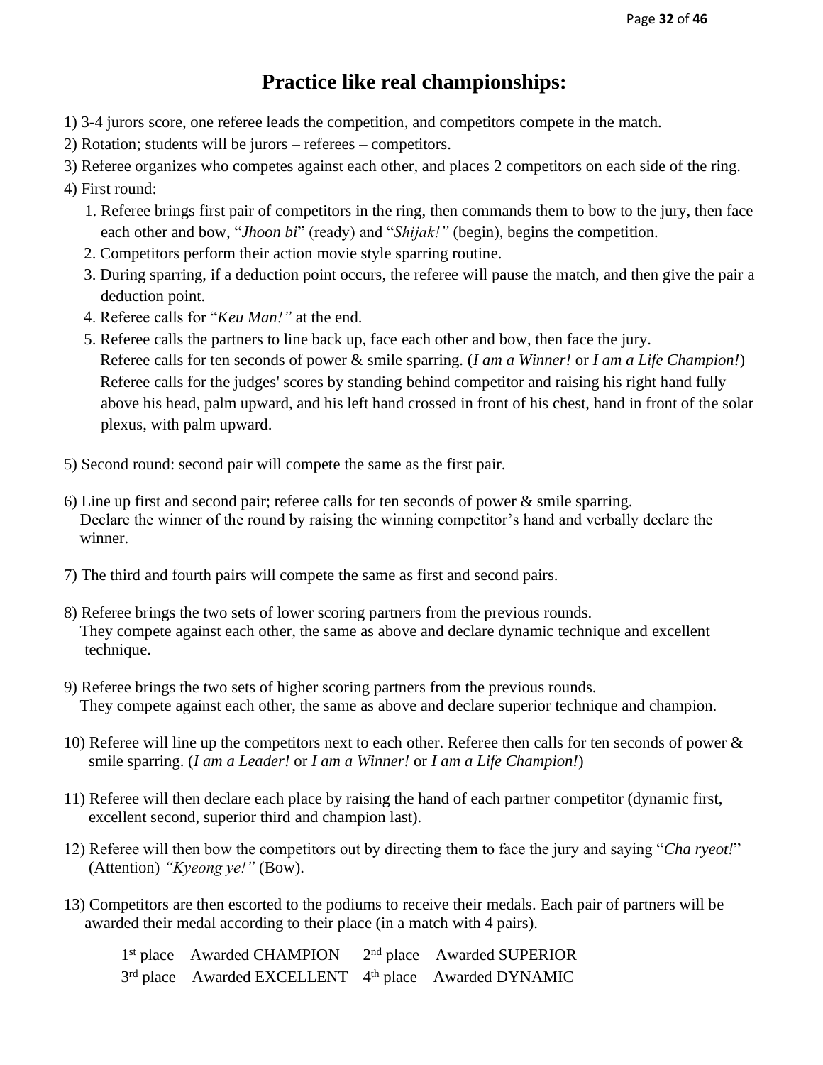# Practice like real championships:

1) 3-4 jurors score, one referee leads the competition, and competitors compete in the match.
2) Rotation; students will be jurors – referees – competitors.
3) Referee organizes who competes against each other, and places 2 competitors on each side of the ring.
4) First round:
   1. Referee brings first pair of competitors in the ring, then commands them to bow to the jury, then face each other and bow, "*Jhoon bi*" (ready) and "*Shijak!"* (begin), begins the competition.
   2. Competitors perform their action movie style sparring routine.
   3. During sparring, if a deduction point occurs, the referee will pause the match, and then give the pair a deduction point.
   4. Referee calls for "*Keu Man!"* at the end.
   5. Referee calls the partners to line back up, face each other and bow, then face the jury.
      Referee calls for ten seconds of power & smile sparring. (*I am a Winner!* or *I am a Life Champion!*)
      Referee calls for the judges' scores by standing behind competitor and raising his right hand fully above his head, palm upward, and his left hand crossed in front of his chest, hand in front of the solar plexus, with palm upward.

5) Second round: second pair will compete the same as the first pair.

6) Line up first and second pair; referee calls for ten seconds of power & smile sparring.
   Declare the winner of the round by raising the winning competitor's hand and verbally declare the winner.

7) The third and fourth pairs will compete the same as first and second pairs.

8) Referee brings the two sets of lower scoring partners from the previous rounds.
   They compete against each other, the same as above and declare dynamic technique and excellent technique.

9) Referee brings the two sets of higher scoring partners from the previous rounds.
   They compete against each other, the same as above and declare superior technique and champion.

10) Referee will line up the competitors next to each other. Referee then calls for ten seconds of power & smile sparring. (*I am a Leader!* or *I am a Winner!* or *I am a Life Champion!*)

11) Referee will then declare each place by raising the hand of each partner competitor (dynamic first, excellent second, superior third and champion last).

12) Referee will then bow the competitors out by directing them to face the jury and saying "*Cha ryeot!*" (Attention) *"Kyeong ye!"* (Bow).

13) Competitors are then escorted to the podiums to receive their medals. Each pair of partners will be awarded their medal according to their place (in a match with 4 pairs).

    1st place – Awarded CHAMPION     2nd place – Awarded SUPERIOR
    3rd place – Awarded EXCELLENT    4th place – Awarded DYNAMIC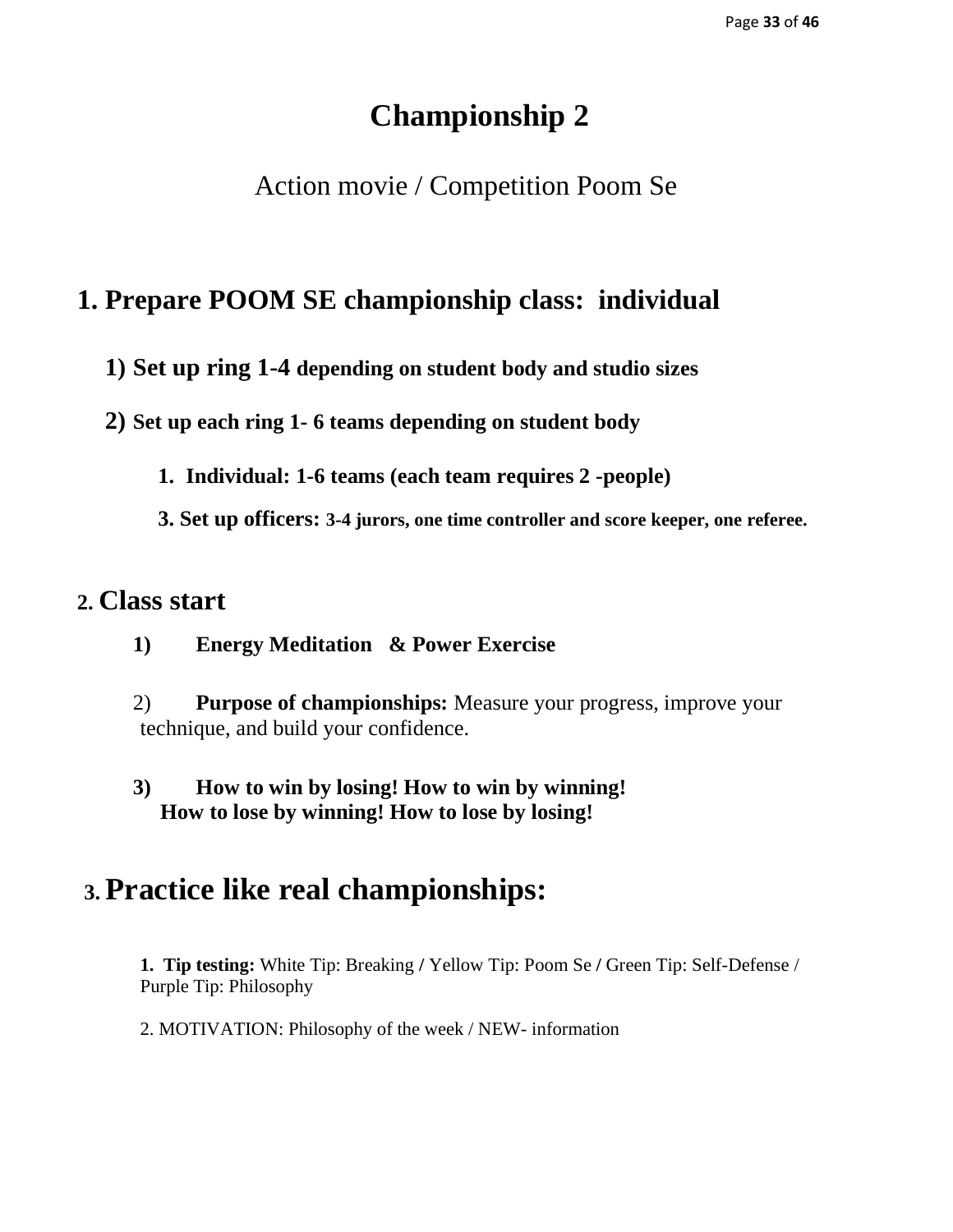# Championship 2

Action movie / Competition Poom Se

## 1. Prepare POOM SE championship class: individual

**1) Set up ring 1-4 depending on student body and studio sizes**

**2) Set up each ring 1- 6 teams depending on student body**

1. **Individual: 1-6 teams (each team requires 2 -people)**

3. **Set up officers: 3-4 jurors, one time controller and score keeper, one referee.**

## 2. Class start

1) **Energy Meditation & Power Exercise**

2) **Purpose of championships:** Measure your progress, improve your technique, and build your confidence.

3) **How to win by losing! How to win by winning! How to lose by winning! How to lose by losing!**

## 3. Practice like real championships:

1. **Tip testing:** White Tip: Breaking / Yellow Tip: Poom Se / Green Tip: Self-Defense / Purple Tip: Philosophy

2. MOTIVATION: Philosophy of the week / NEW- information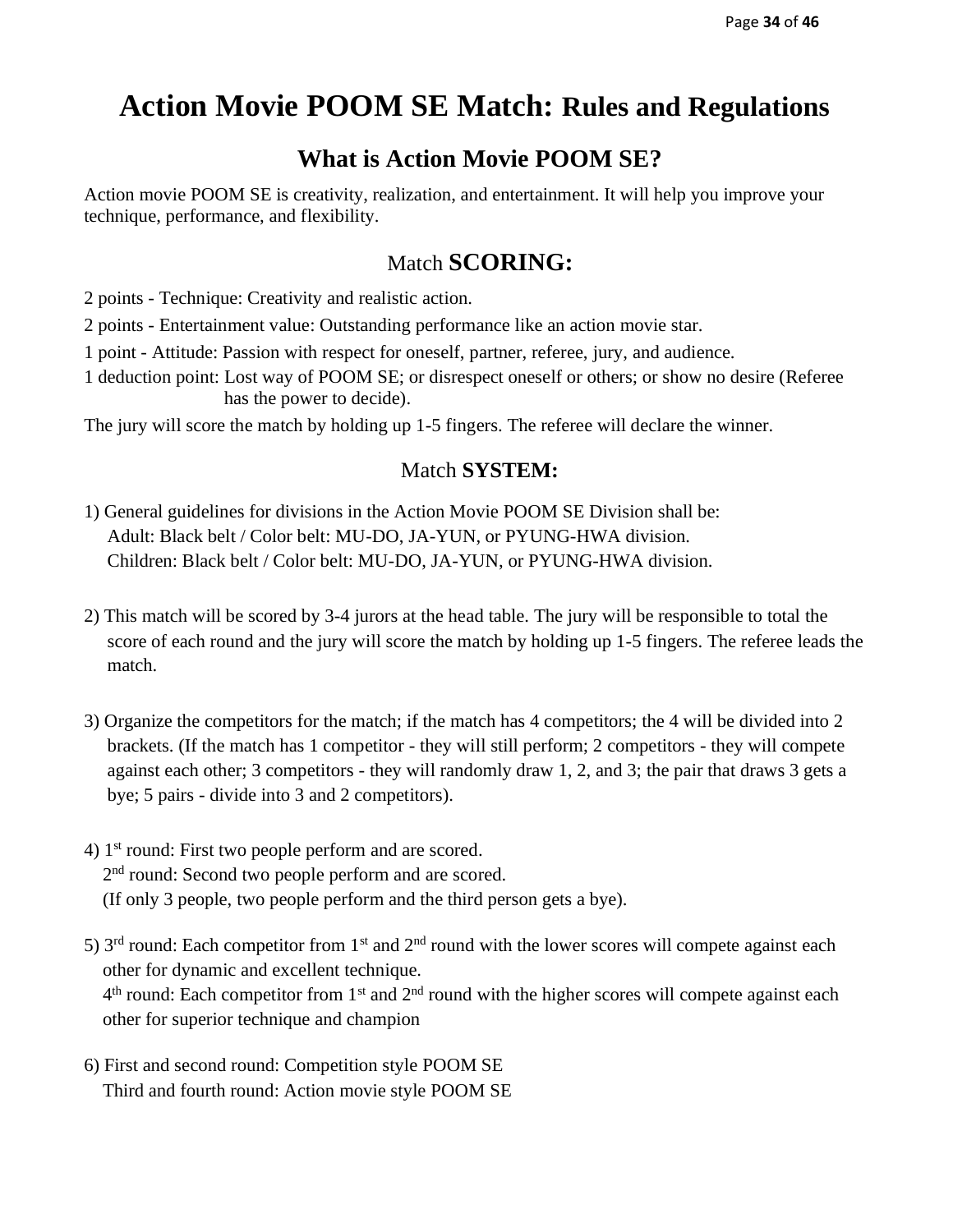# Action Movie POOM SE Match: Rules and Regulations

## What is Action Movie POOM SE?

Action movie POOM SE is creativity, realization, and entertainment. It will help you improve your technique, performance, and flexibility.

### Match **SCORING:**

2 points - Technique: Creativity and realistic action.

2 points - Entertainment value: Outstanding performance like an action movie star.

1 point - Attitude: Passion with respect for oneself, partner, referee, jury, and audience.

1 deduction point: Lost way of POOM SE; or disrespect oneself or others; or show no desire (Referee has the power to decide).

The jury will score the match by holding up 1-5 fingers. The referee will declare the winner.

### Match **SYSTEM:**

1) General guidelines for divisions in the Action Movie POOM SE Division shall be:
   Adult: Black belt / Color belt: MU-DO, JA-YUN, or PYUNG-HWA division.
   Children: Black belt / Color belt: MU-DO, JA-YUN, or PYUNG-HWA division.

2) This match will be scored by 3-4 jurors at the head table. The jury will be responsible to total the score of each round and the jury will score the match by holding up 1-5 fingers. The referee leads the match.

3) Organize the competitors for the match; if the match has 4 competitors; the 4 will be divided into 2 brackets. (If the match has 1 competitor - they will still perform; 2 competitors - they will compete against each other; 3 competitors - they will randomly draw 1, 2, and 3; the pair that draws 3 gets a bye; 5 pairs - divide into 3 and 2 competitors).

4) 1st round: First two people perform and are scored.
   2nd round: Second two people perform and are scored.
   (If only 3 people, two people perform and the third person gets a bye).

5) 3rd round: Each competitor from 1st and 2nd round with the lower scores will compete against each other for dynamic and excellent technique.
   4th round: Each competitor from 1st and 2nd round with the higher scores will compete against each other for superior technique and champion

6) First and second round: Competition style POOM SE
   Third and fourth round: Action movie style POOM SE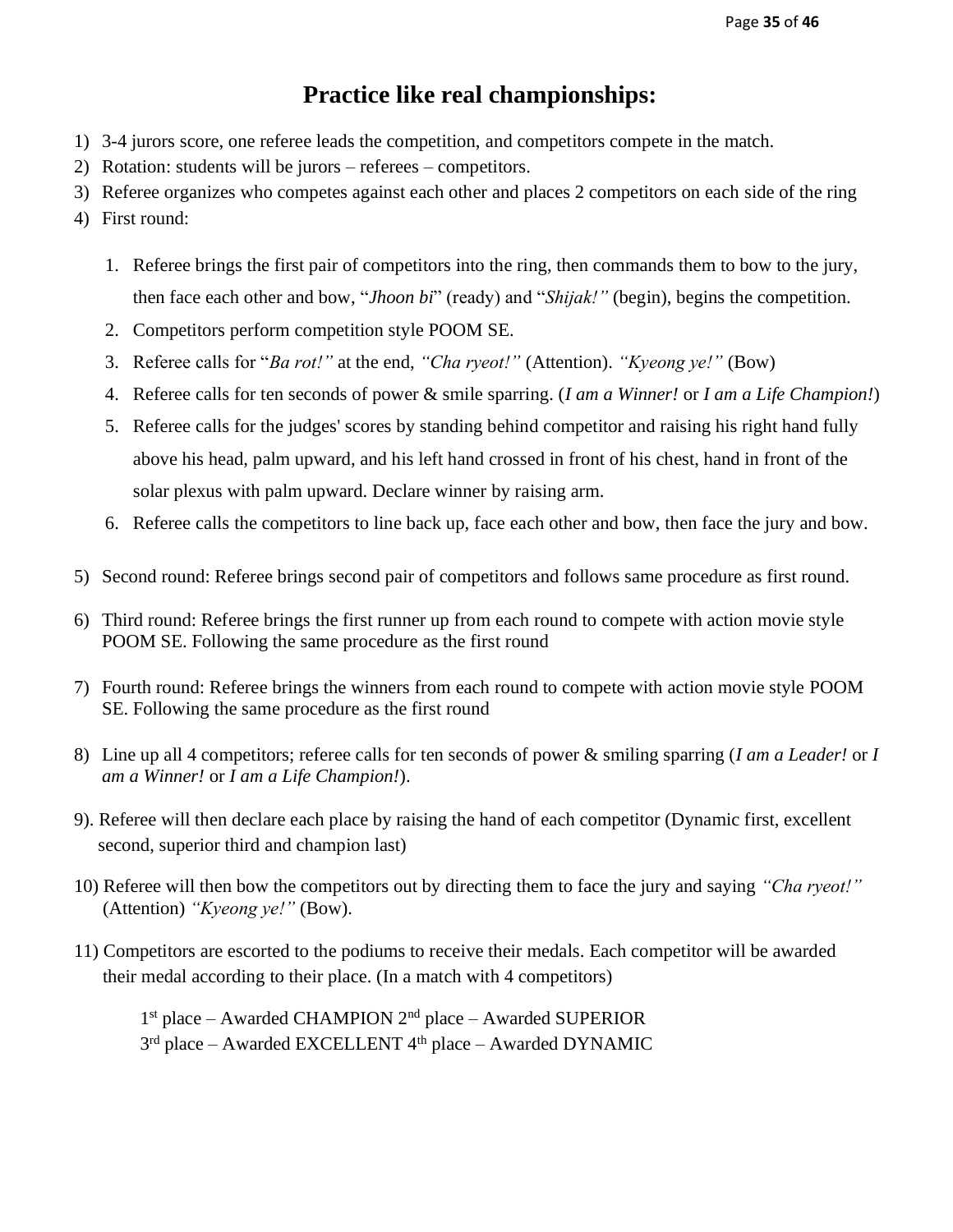# Practice like real championships:

1) 3-4 jurors score, one referee leads the competition, and competitors compete in the match.
2) Rotation: students will be jurors – referees – competitors.
3) Referee organizes who competes against each other and places 2 competitors on each side of the ring
4) First round:

    1. Referee brings the first pair of competitors into the ring, then commands them to bow to the jury, then face each other and bow, "*Jhoon bi*" (ready) and "*Shijak!"* (begin), begins the competition.
    2. Competitors perform competition style POOM SE.
    3. Referee calls for "*Ba rot!"* at the end, *"Cha ryeot!"* (Attention). *"Kyeong ye!"* (Bow)
    4. Referee calls for ten seconds of power & smile sparring. (*I am a Winner!* or *I am a Life Champion!*)
    5. Referee calls for the judges' scores by standing behind competitor and raising his right hand fully above his head, palm upward, and his left hand crossed in front of his chest, hand in front of the solar plexus with palm upward. Declare winner by raising arm.
    6. Referee calls the competitors to line back up, face each other and bow, then face the jury and bow.

5) Second round: Referee brings second pair of competitors and follows same procedure as first round.

6) Third round: Referee brings the first runner up from each round to compete with action movie style POOM SE. Following the same procedure as the first round

7) Fourth round: Referee brings the winners from each round to compete with action movie style POOM SE. Following the same procedure as the first round

8) Line up all 4 competitors; referee calls for ten seconds of power & smiling sparring (*I am a Leader!* or *I am a Winner!* or *I am a Life Champion!*).

9). Referee will then declare each place by raising the hand of each competitor (Dynamic first, excellent second, superior third and champion last)

10) Referee will then bow the competitors out by directing them to face the jury and saying *"Cha ryeot!"* (Attention) *"Kyeong ye!"* (Bow).

11) Competitors are escorted to the podiums to receive their medals. Each competitor will be awarded their medal according to their place. (In a match with 4 competitors)

    1st place – Awarded CHAMPION 2nd place – Awarded SUPERIOR
    3rd place – Awarded EXCELLENT 4th place – Awarded DYNAMIC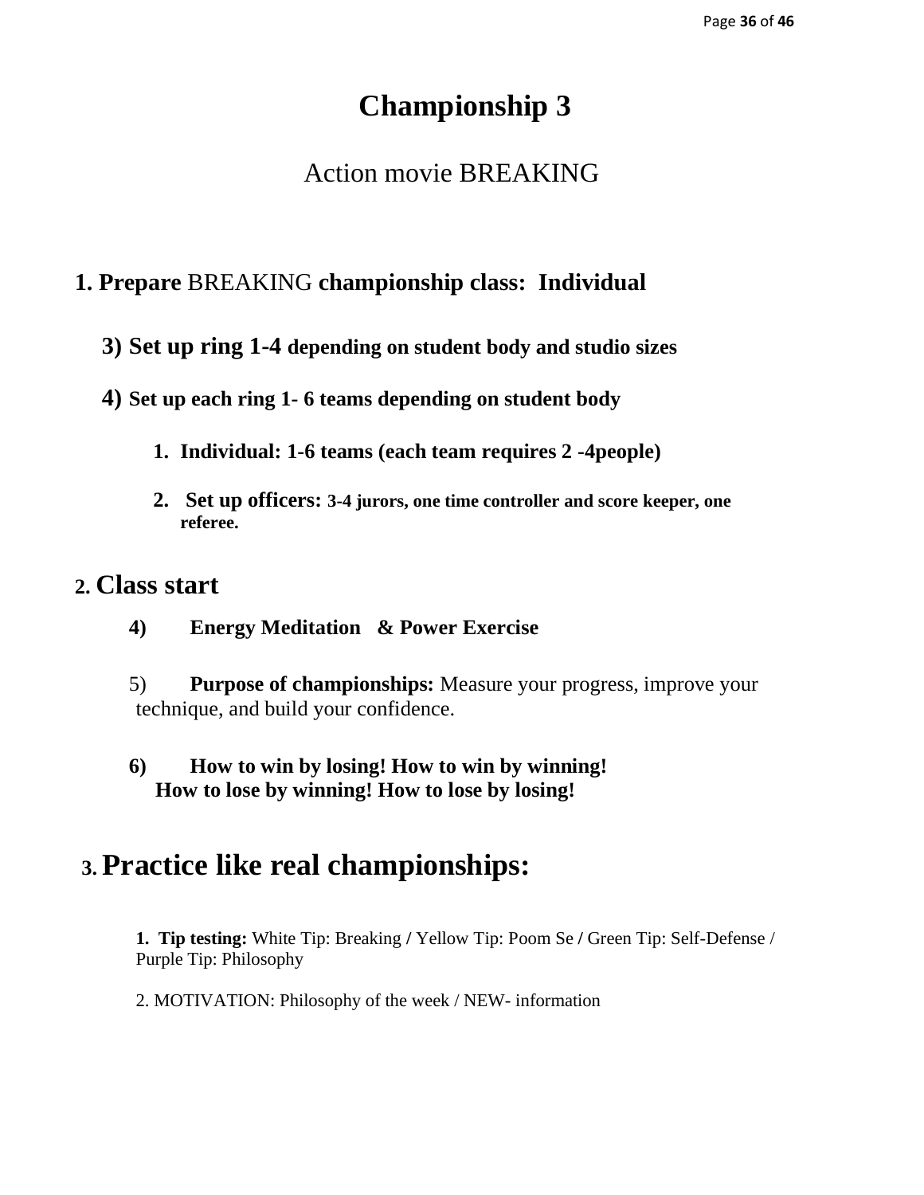# Championship 3

## Action movie BREAKING

### 1. Prepare BREAKING championship class: Individual

**3) Set up ring 1-4 depending on student body and studio sizes**

**4) Set up each ring 1- 6 teams depending on student body**

1. **Individual: 1-6 teams (each team requires 2 -4people)**
2. **Set up officers: 3-4 jurors, one time controller and score keeper, one referee.**

### 2. Class start

**4) Energy Meditation & Power Exercise**

5) **Purpose of championships:** Measure your progress, improve your technique, and build your confidence.

**6) How to win by losing! How to win by winning! How to lose by winning! How to lose by losing!**

### 3. Practice like real championships:

1. **Tip testing:** White Tip: Breaking / Yellow Tip: Poom Se / Green Tip: Self-Defense / Purple Tip: Philosophy

2. MOTIVATION: Philosophy of the week / NEW- information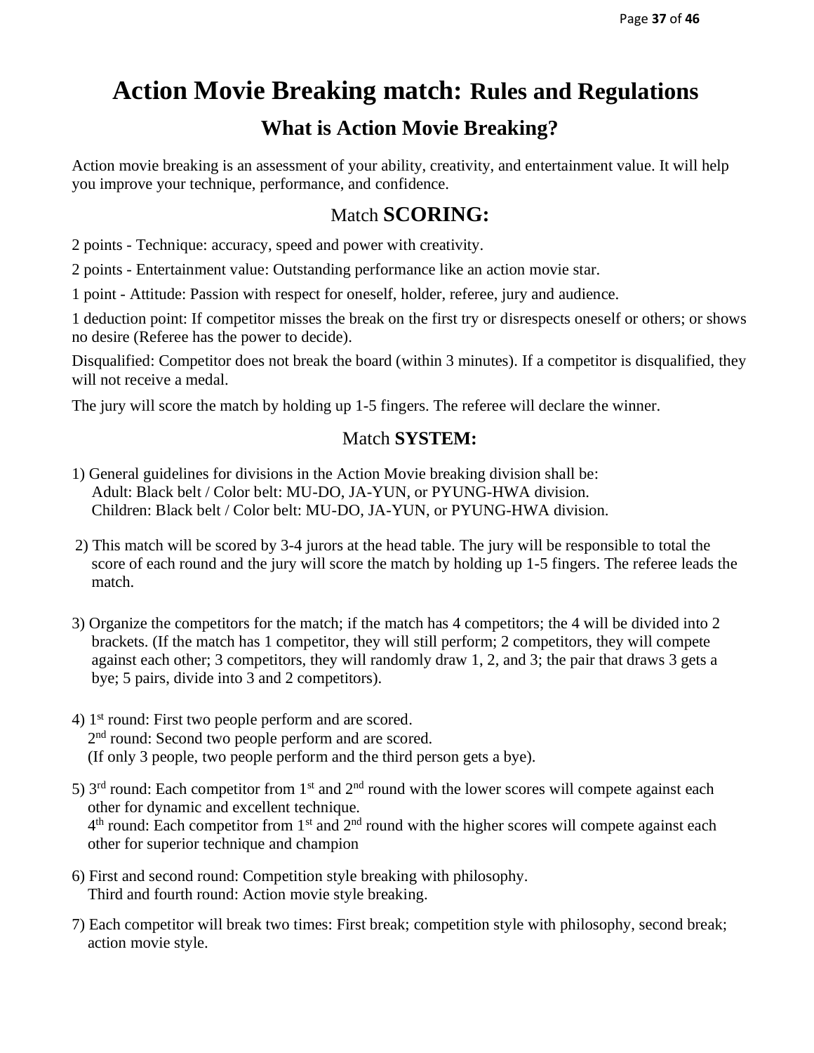# Action Movie Breaking match: Rules and Regulations

## What is Action Movie Breaking?

Action movie breaking is an assessment of your ability, creativity, and entertainment value. It will help you improve your technique, performance, and confidence.

## Match **SCORING:**

2 points - Technique: accuracy, speed and power with creativity.

2 points - Entertainment value: Outstanding performance like an action movie star.

1 point - Attitude: Passion with respect for oneself, holder, referee, jury and audience.

1 deduction point: If competitor misses the break on the first try or disrespects oneself or others; or shows no desire (Referee has the power to decide).

Disqualified: Competitor does not break the board (within 3 minutes). If a competitor is disqualified, they will not receive a medal.

The jury will score the match by holding up 1-5 fingers. The referee will declare the winner.

## Match **SYSTEM:**

1) General guidelines for divisions in the Action Movie breaking division shall be:
   Adult: Black belt / Color belt: MU-DO, JA-YUN, or PYUNG-HWA division.
   Children: Black belt / Color belt: MU-DO, JA-YUN, or PYUNG-HWA division.

2) This match will be scored by 3-4 jurors at the head table. The jury will be responsible to total the score of each round and the jury will score the match by holding up 1-5 fingers. The referee leads the match.

3) Organize the competitors for the match; if the match has 4 competitors; the 4 will be divided into 2 brackets. (If the match has 1 competitor, they will still perform; 2 competitors, they will compete against each other; 3 competitors, they will randomly draw 1, 2, and 3; the pair that draws 3 gets a bye; 5 pairs, divide into 3 and 2 competitors).

4) 1st round: First two people perform and are scored.
   2nd round: Second two people perform and are scored.
   (If only 3 people, two people perform and the third person gets a bye).

5) 3rd round: Each competitor from 1st and 2nd round with the lower scores will compete against each other for dynamic and excellent technique.
   4th round: Each competitor from 1st and 2nd round with the higher scores will compete against each other for superior technique and champion

6) First and second round: Competition style breaking with philosophy.
   Third and fourth round: Action movie style breaking.

7) Each competitor will break two times: First break; competition style with philosophy, second break; action movie style.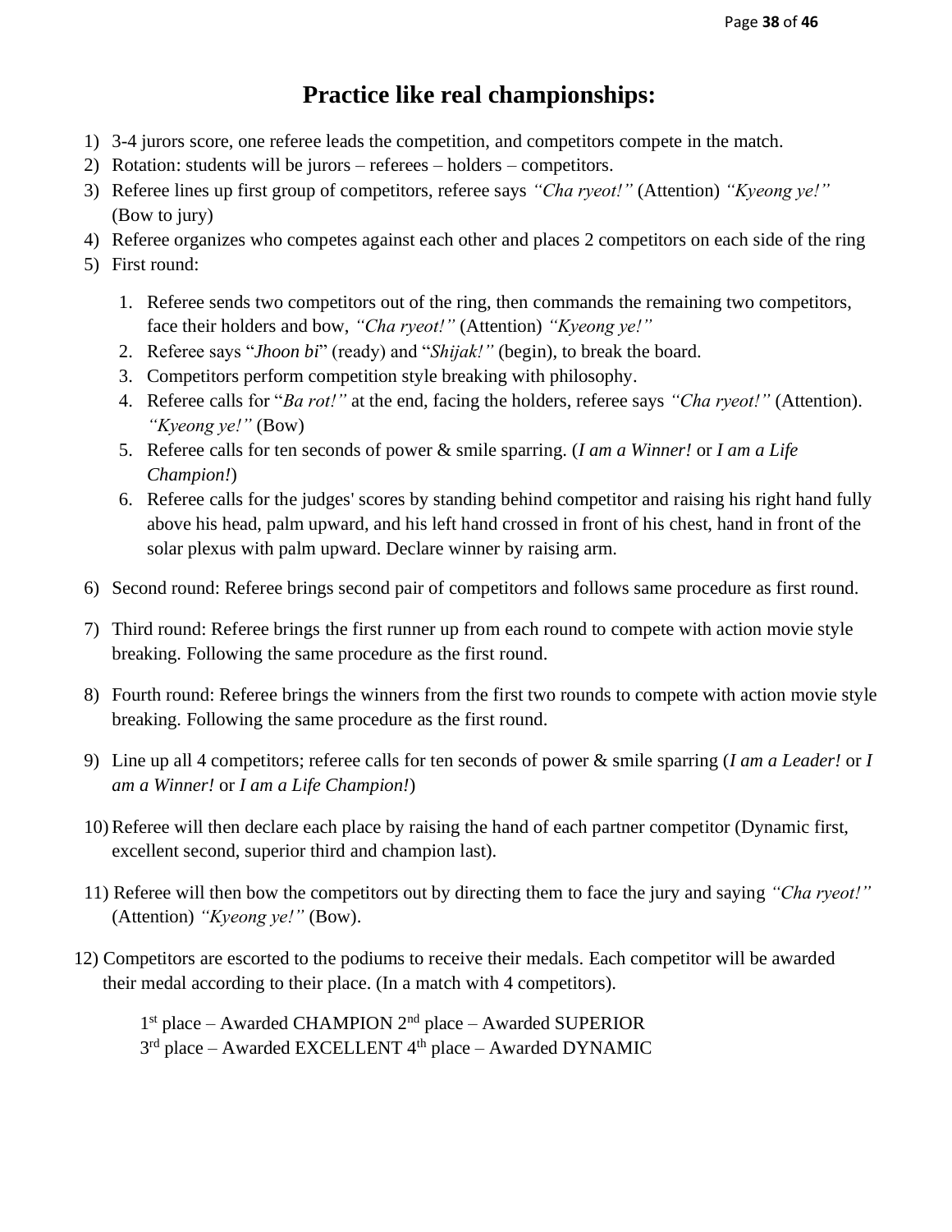# Practice like real championships:

1) 3-4 jurors score, one referee leads the competition, and competitors compete in the match.
2) Rotation: students will be jurors – referees – holders – competitors.
3) Referee lines up first group of competitors, referee says *"Cha ryeot!"* (Attention) *"Kyeong ye!"* (Bow to jury)
4) Referee organizes who competes against each other and places 2 competitors on each side of the ring
5) First round:

    1. Referee sends two competitors out of the ring, then commands the remaining two competitors, face their holders and bow, *"Cha ryeot!"* (Attention) *"Kyeong ye!"*
    2. Referee says "*Jhoon bi*" (ready) and "*Shijak!"* (begin), to break the board.
    3. Competitors perform competition style breaking with philosophy.
    4. Referee calls for "*Ba rot!"* at the end, facing the holders, referee says *"Cha ryeot!"* (Attention). *"Kyeong ye!"* (Bow)
    5. Referee calls for ten seconds of power & smile sparring. (*I am a Winner!* or *I am a Life Champion!*)
    6. Referee calls for the judges' scores by standing behind competitor and raising his right hand fully above his head, palm upward, and his left hand crossed in front of his chest, hand in front of the solar plexus with palm upward. Declare winner by raising arm.

6) Second round: Referee brings second pair of competitors and follows same procedure as first round.

7) Third round: Referee brings the first runner up from each round to compete with action movie style breaking. Following the same procedure as the first round.

8) Fourth round: Referee brings the winners from the first two rounds to compete with action movie style breaking. Following the same procedure as the first round.

9) Line up all 4 competitors; referee calls for ten seconds of power & smile sparring (*I am a Leader!* or *I am a Winner!* or *I am a Life Champion!*)

10) Referee will then declare each place by raising the hand of each partner competitor (Dynamic first, excellent second, superior third and champion last).

11) Referee will then bow the competitors out by directing them to face the jury and saying *"Cha ryeot!"* (Attention) *"Kyeong ye!"* (Bow).

12) Competitors are escorted to the podiums to receive their medals. Each competitor will be awarded their medal according to their place. (In a match with 4 competitors).

    1st place – Awarded CHAMPION 2nd place – Awarded SUPERIOR
    3rd place – Awarded EXCELLENT 4th place – Awarded DYNAMIC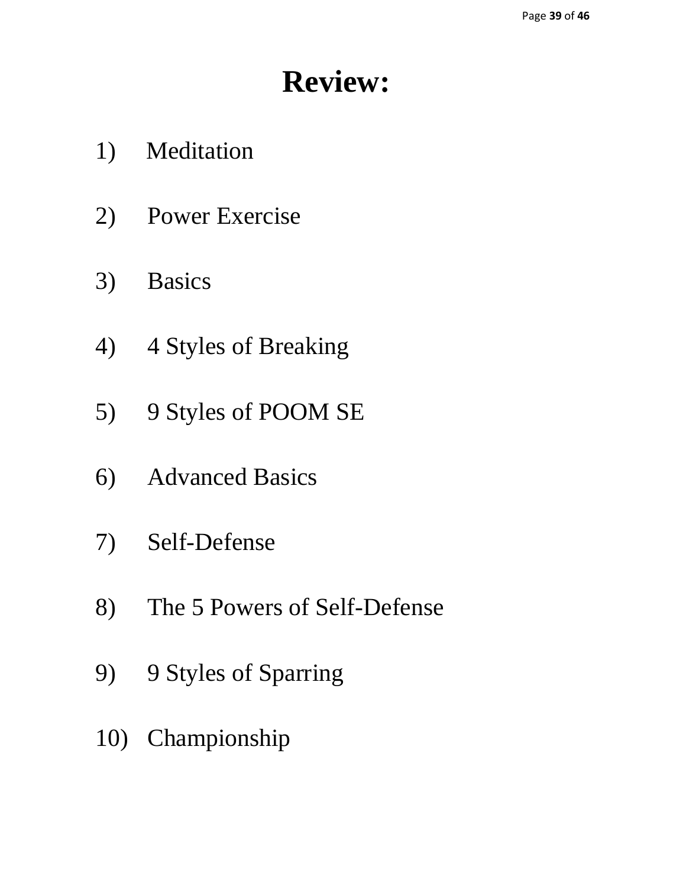# Review:

1) Meditation

2) Power Exercise

3) Basics

4) 4 Styles of Breaking

5) 9 Styles of POOM SE

6) Advanced Basics

7) Self-Defense

8) The 5 Powers of Self-Defense

9) 9 Styles of Sparring

10) Championship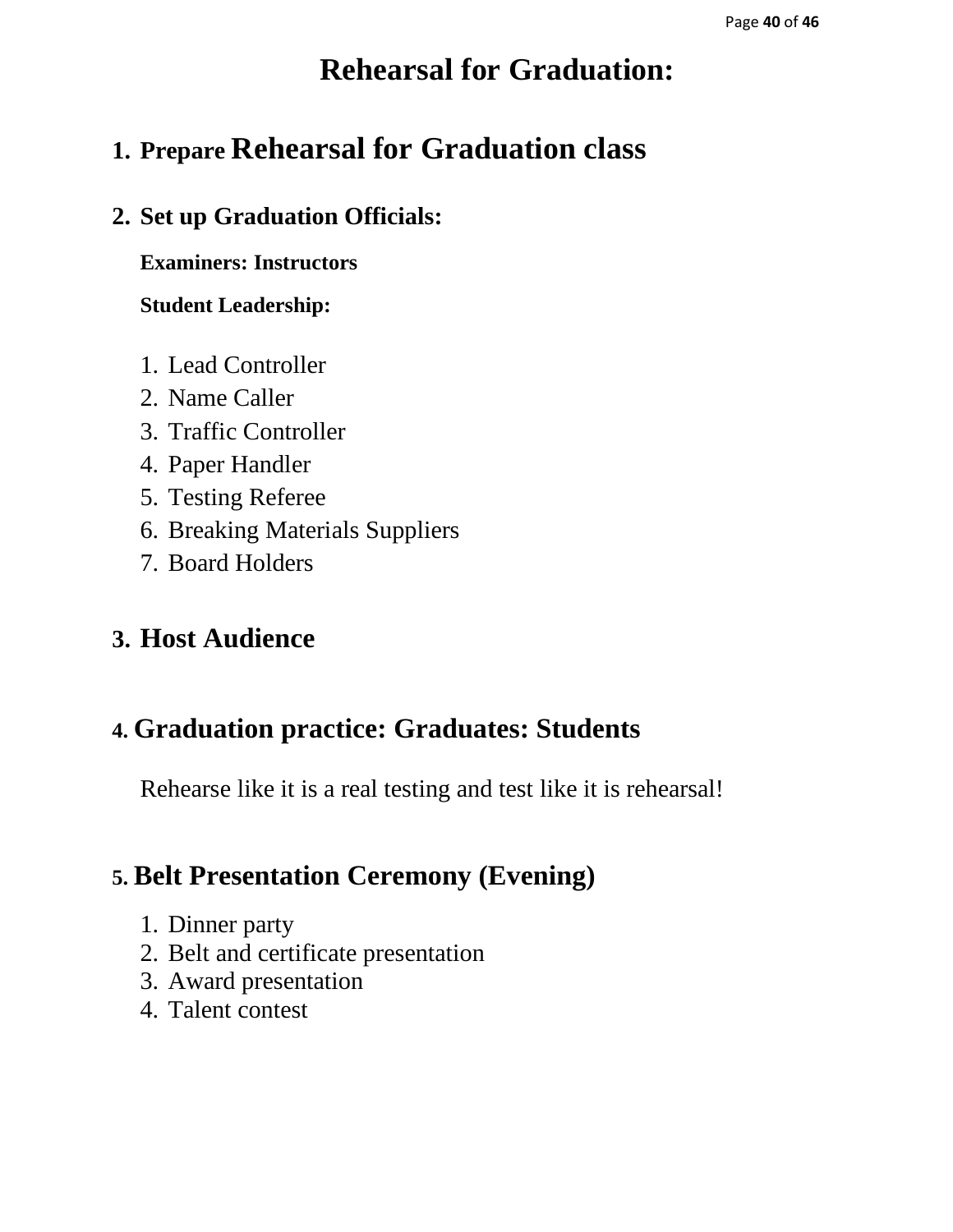# Rehearsal for Graduation:

1. **Prepare Rehearsal for Graduation class**

2. **Set up Graduation Officials:**

   **Examiners: Instructors**

   **Student Leadership:**

   1. Lead Controller
   2. Name Caller
   3. Traffic Controller
   4. Paper Handler
   5. Testing Referee
   6. Breaking Materials Suppliers
   7. Board Holders

3. **Host Audience**

4. **Graduation practice: Graduates: Students**

   Rehearse like it is a real testing and test like it is rehearsal!

5. **Belt Presentation Ceremony (Evening)**

   1. Dinner party
   2. Belt and certificate presentation
   3. Award presentation
   4. Talent contest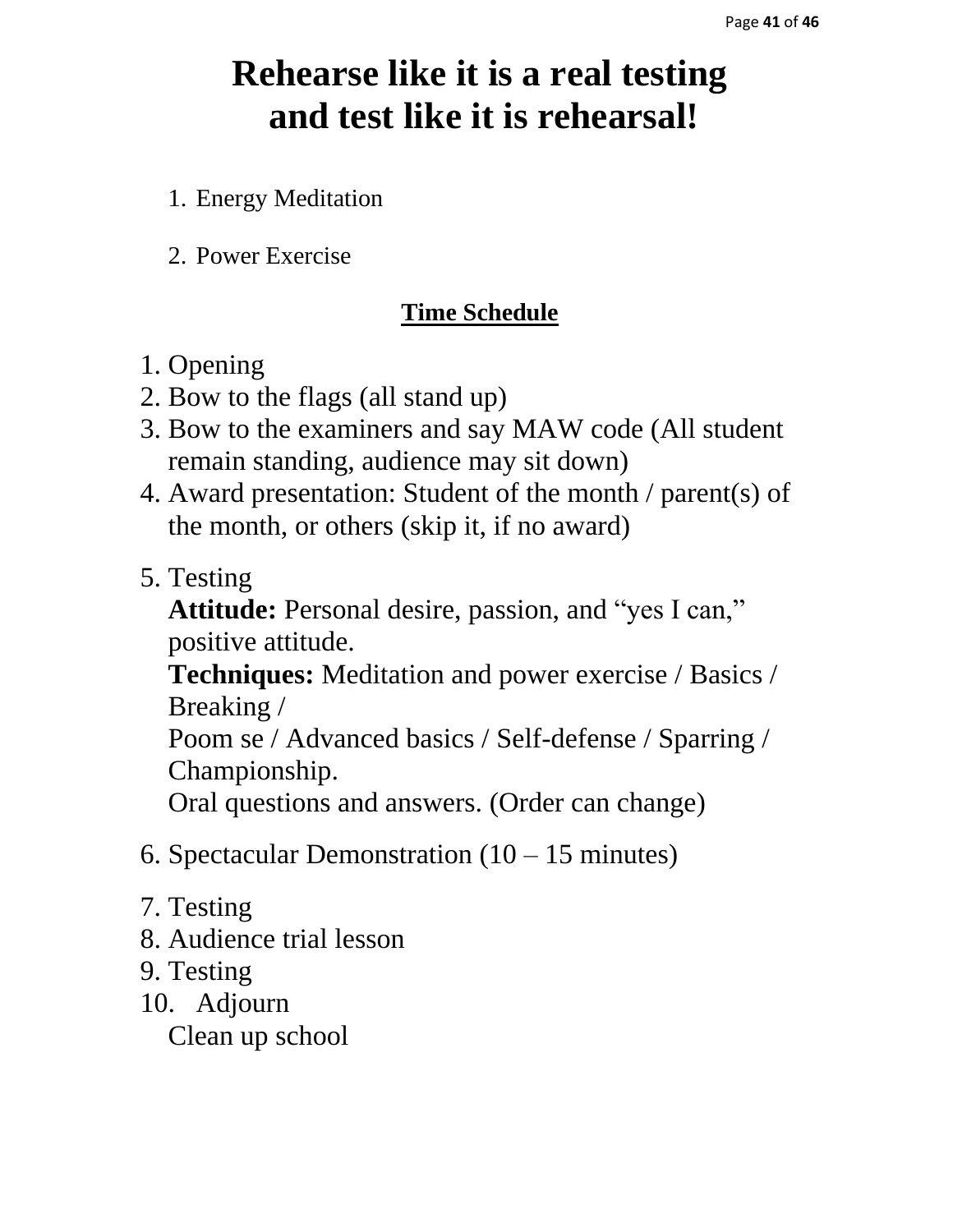# Rehearse like it is a real testing and test like it is rehearsal!

1. Energy Meditation

2. Power Exercise

**Time Schedule**

1. Opening
2. Bow to the flags (all stand up)
3. Bow to the examiners and say MAW code (All student remain standing, audience may sit down)
4. Award presentation: Student of the month / parent(s) of the month, or others (skip it, if no award)
5. Testing
   **Attitude:** Personal desire, passion, and "yes I can," positive attitude.
   **Techniques:** Meditation and power exercise / Basics / Breaking /
   Poom se / Advanced basics / Self-defense / Sparring / Championship.
   Oral questions and answers. (Order can change)
6. Spectacular Demonstration (10 – 15 minutes)
7. Testing
8. Audience trial lesson
9. Testing
10. Adjourn
    Clean up school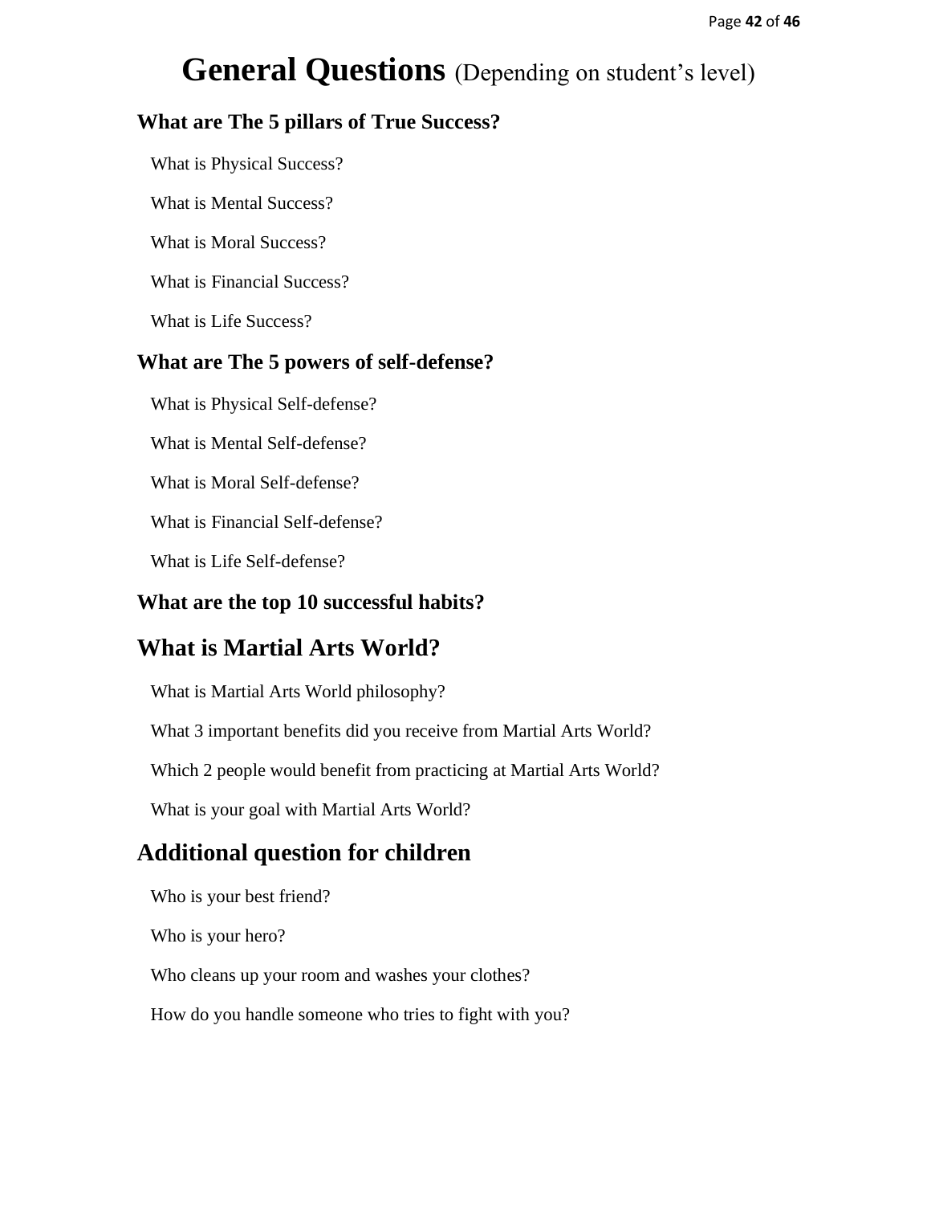# General Questions (Depending on student's level)

### What are The 5 pillars of True Success?

What is Physical Success?

What is Mental Success?

What is Moral Success?

What is Financial Success?

What is Life Success?

### What are The 5 powers of self-defense?

What is Physical Self-defense?

What is Mental Self-defense?

What is Moral Self-defense?

What is Financial Self-defense?

What is Life Self-defense?

### What are the top 10 successful habits?

## What is Martial Arts World?

What is Martial Arts World philosophy?

What 3 important benefits did you receive from Martial Arts World?

Which 2 people would benefit from practicing at Martial Arts World?

What is your goal with Martial Arts World?

## Additional question for children

Who is your best friend?

Who is your hero?

Who cleans up your room and washes your clothes?

How do you handle someone who tries to fight with you?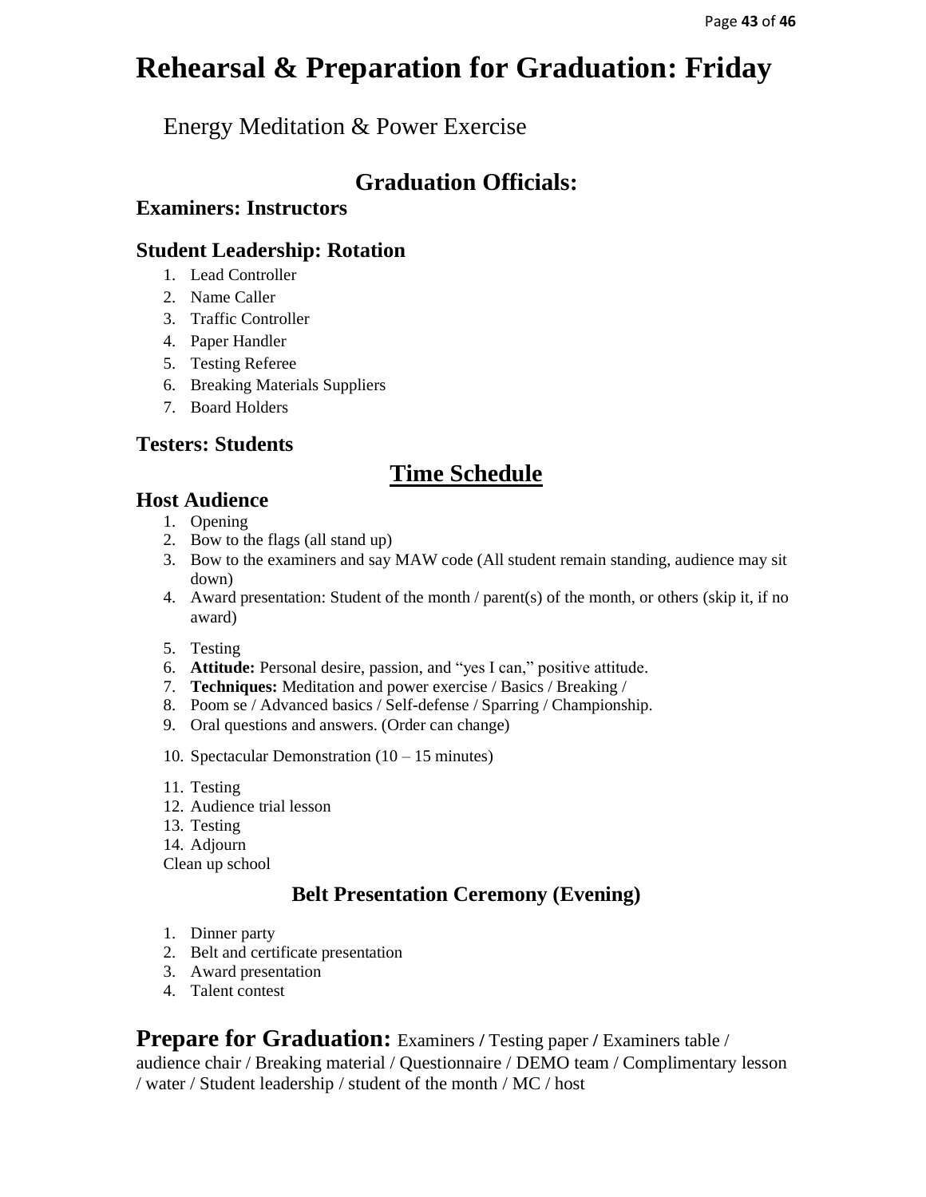# Rehearsal & Preparation for Graduation: Friday

Energy Meditation & Power Exercise

## Graduation Officials:

### Examiners: Instructors

### Student Leadership: Rotation

1. Lead Controller
2. Name Caller
3. Traffic Controller
4. Paper Handler
5. Testing Referee
6. Breaking Materials Suppliers
7. Board Holders

### Testers: Students

## Time Schedule

### Host Audience

1. Opening
2. Bow to the flags (all stand up)
3. Bow to the examiners and say MAW code (All student remain standing, audience may sit down)
4. Award presentation: Student of the month / parent(s) of the month, or others (skip it, if no award)
5. Testing
6. **Attitude:** Personal desire, passion, and "yes I can," positive attitude.
7. **Techniques:** Meditation and power exercise / Basics / Breaking /
8. Poom se / Advanced basics / Self-defense / Sparring / Championship.
9. Oral questions and answers. (Order can change)
10. Spectacular Demonstration (10 – 15 minutes)
11. Testing
12. Audience trial lesson
13. Testing
14. Adjourn

Clean up school

### Belt Presentation Ceremony (Evening)

1. Dinner party
2. Belt and certificate presentation
3. Award presentation
4. Talent contest

**Prepare for Graduation:** Examiners / Testing paper / Examiners table / audience chair / Breaking material / Questionnaire / DEMO team / Complimentary lesson / water / Student leadership / student of the month / MC / host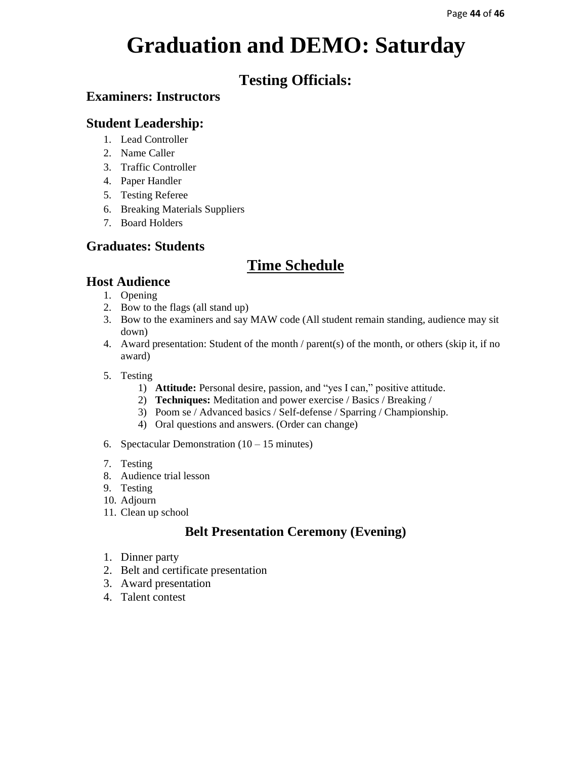# Graduation and DEMO: Saturday

## Testing Officials:

### Examiners: Instructors

### Student Leadership:

1. Lead Controller
2. Name Caller
3. Traffic Controller
4. Paper Handler
5. Testing Referee
6. Breaking Materials Suppliers
7. Board Holders

### Graduates: Students

## Time Schedule

### Host Audience

1. Opening
2. Bow to the flags (all stand up)
3. Bow to the examiners and say MAW code (All student remain standing, audience may sit down)
4. Award presentation: Student of the month / parent(s) of the month, or others (skip it, if no award)
5. Testing
    1) **Attitude:** Personal desire, passion, and "yes I can," positive attitude.
    2) **Techniques:** Meditation and power exercise / Basics / Breaking /
    3) Poom se / Advanced basics / Self-defense / Sparring / Championship.
    4) Oral questions and answers. (Order can change)
6. Spectacular Demonstration (10 – 15 minutes)
7. Testing
8. Audience trial lesson
9. Testing
10. Adjourn
11. Clean up school

### Belt Presentation Ceremony (Evening)

1. Dinner party
2. Belt and certificate presentation
3. Award presentation
4. Talent contest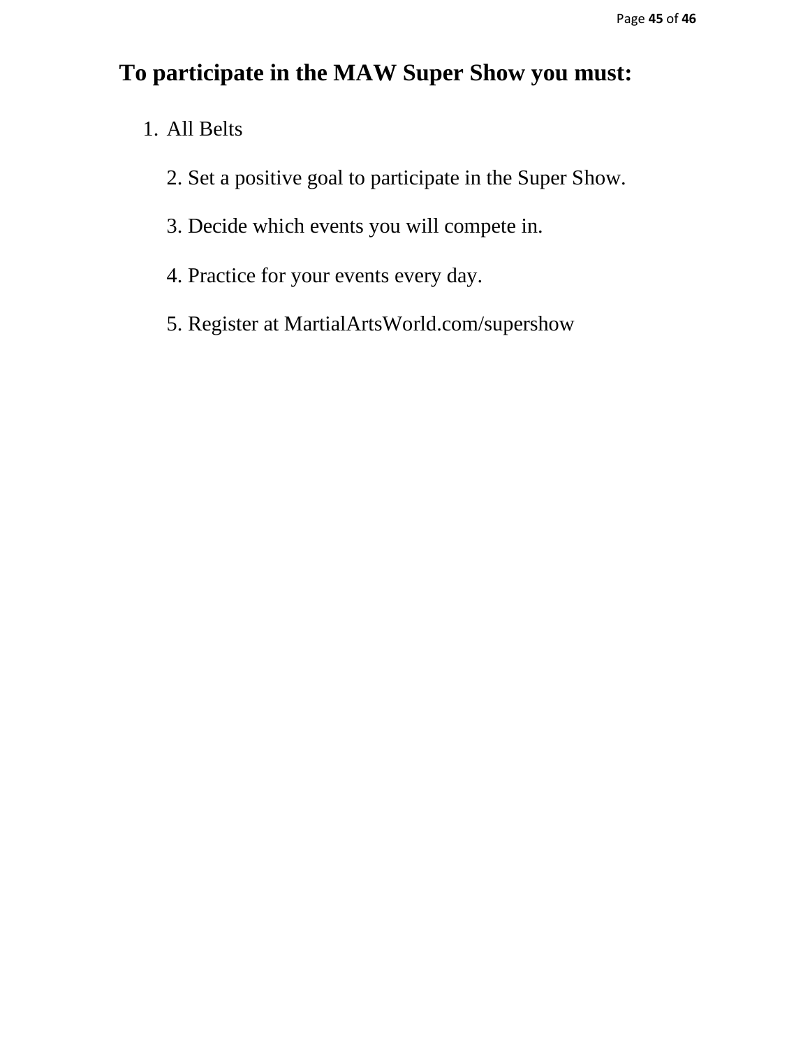# To participate in the MAW Super Show you must:

1. All Belts

2. Set a positive goal to participate in the Super Show.

3. Decide which events you will compete in.

4. Practice for your events every day.

5. Register at MartialArtsWorld.com/supershow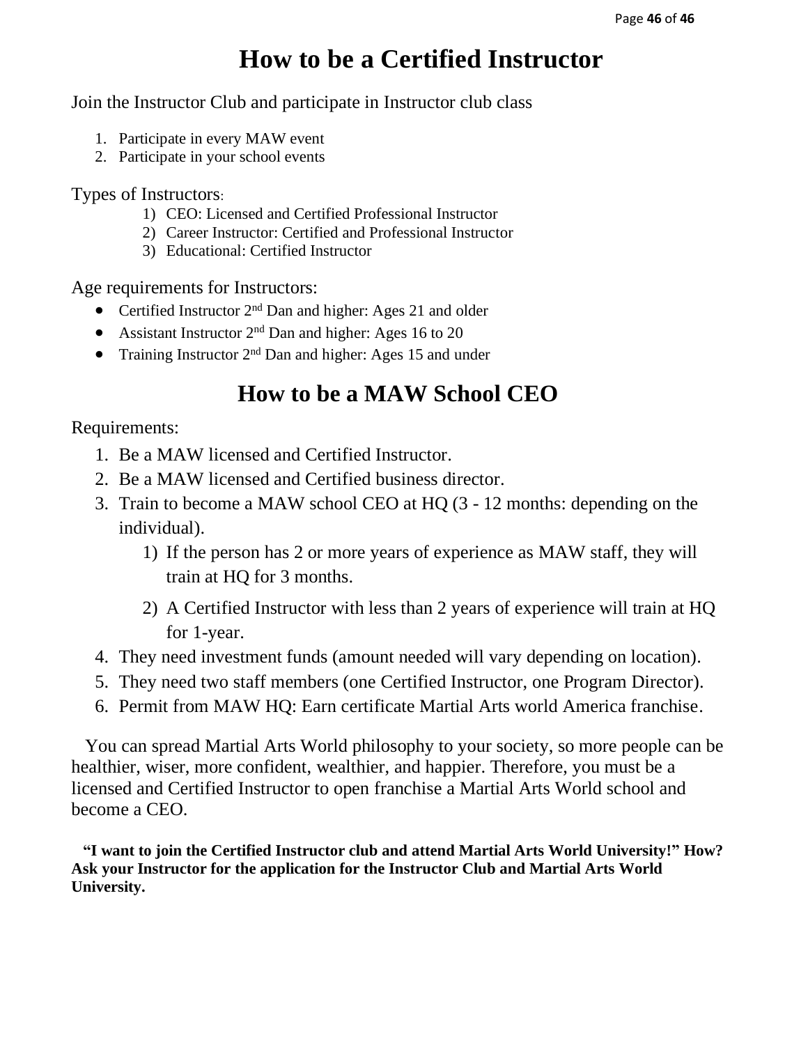# How to be a Certified Instructor

Join the Instructor Club and participate in Instructor club class

1. Participate in every MAW event
2. Participate in your school events

Types of Instructors:

1) CEO: Licensed and Certified Professional Instructor
2) Career Instructor: Certified and Professional Instructor
3) Educational: Certified Instructor

Age requirements for Instructors:

- Certified Instructor 2nd Dan and higher: Ages 21 and older
- Assistant Instructor 2nd Dan and higher: Ages 16 to 20
- Training Instructor 2nd Dan and higher: Ages 15 and under

# How to be a MAW School CEO

Requirements:

1. Be a MAW licensed and Certified Instructor.
2. Be a MAW licensed and Certified business director.
3. Train to become a MAW school CEO at HQ (3 - 12 months: depending on the individual).
    1) If the person has 2 or more years of experience as MAW staff, they will train at HQ for 3 months.
    2) A Certified Instructor with less than 2 years of experience will train at HQ for 1-year.
4. They need investment funds (amount needed will vary depending on location).
5. They need two staff members (one Certified Instructor, one Program Director).
6. Permit from MAW HQ: Earn certificate Martial Arts world America franchise.

You can spread Martial Arts World philosophy to your society, so more people can be healthier, wiser, more confident, wealthier, and happier. Therefore, you must be a licensed and Certified Instructor to open franchise a Martial Arts World school and become a CEO.

**"I want to join the Certified Instructor club and attend Martial Arts World University!" How? Ask your Instructor for the application for the Instructor Club and Martial Arts World University.**